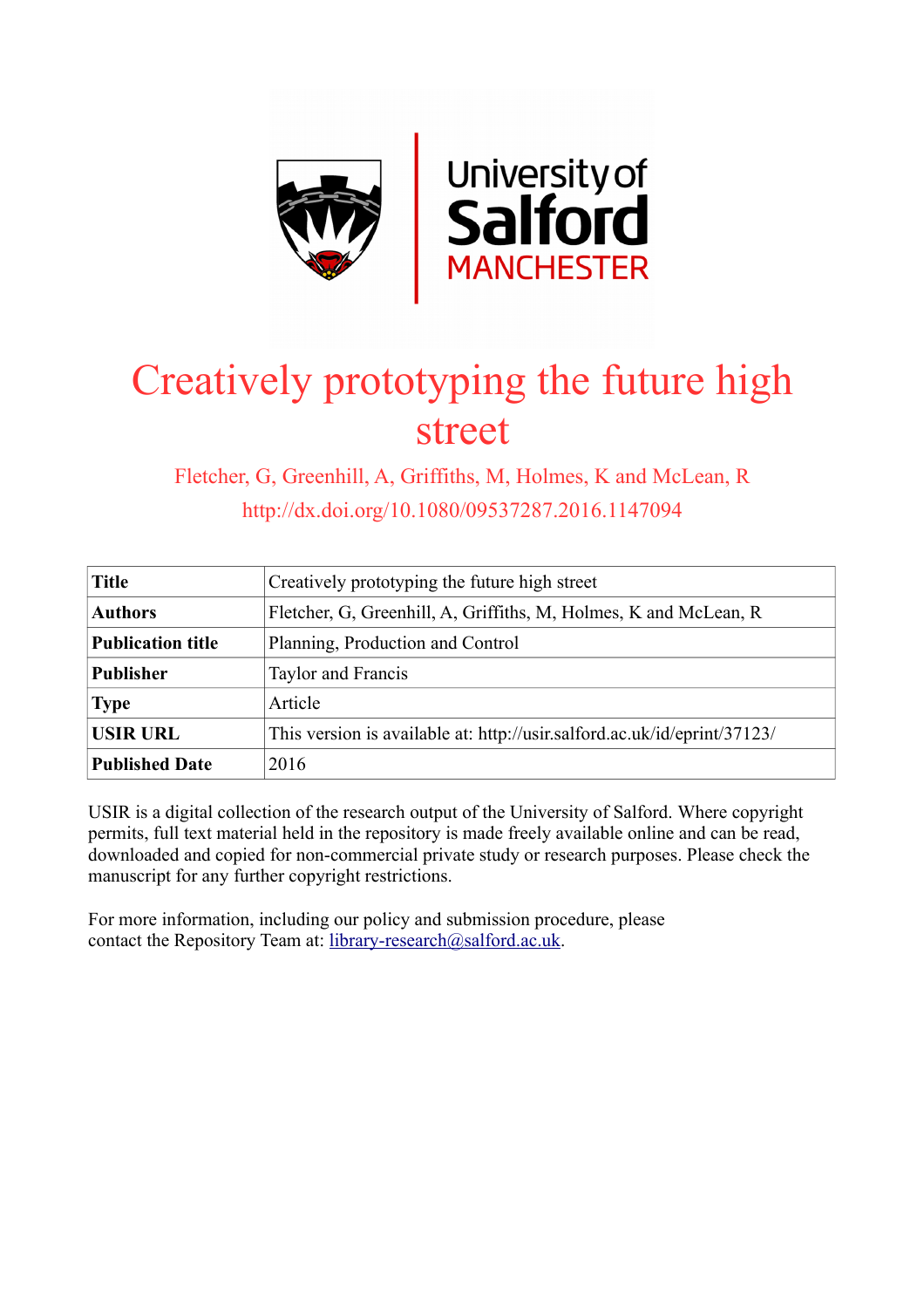# Creatively prototyping the future high street

Fletcher, G, Greenhill, A, Griffiths, M, Holmes, K and McLean, R

http://dx.doi.org/10.1080/09537287.2016.1147094

| **Title** | Creatively prototyping the future high street |
|---|---|
| **Authors** | Fletcher, G, Greenhill, A, Griffiths, M, Holmes, K and McLean, R |
| **Publication title** | Planning, Production and Control |
| **Publisher** | Taylor and Francis |
| **Type** | Article |
| **USIR URL** | This version is available at: http://usir.salford.ac.uk/id/eprint/37123/ |
| **Published Date** | 2016 |

USIR is a digital collection of the research output of the University of Salford. Where copyright permits, full text material held in the repository is made freely available online and can be read, downloaded and copied for non-commercial private study or research purposes. Please check the manuscript for any further copyright restrictions.

For more information, including our policy and submission procedure, please contact the Repository Team at: library-research@salford.ac.uk.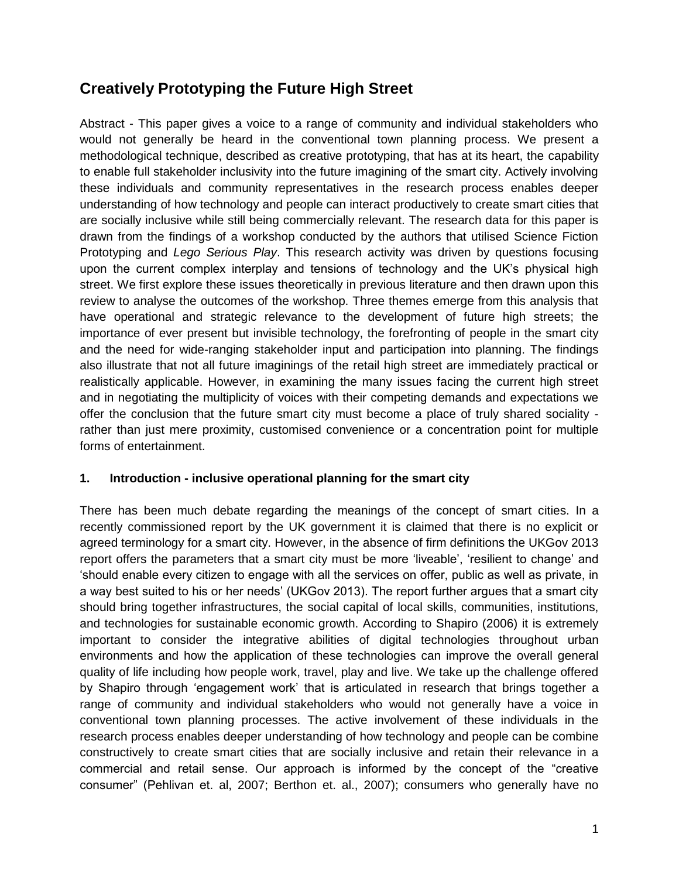## Creatively Prototyping the Future High Street

Abstract - This paper gives a voice to a range of community and individual stakeholders who would not generally be heard in the conventional town planning process. We present a methodological technique, described as creative prototyping, that has at its heart, the capability to enable full stakeholder inclusivity into the future imagining of the smart city. Actively involving these individuals and community representatives in the research process enables deeper understanding of how technology and people can interact productively to create smart cities that are socially inclusive while still being commercially relevant. The research data for this paper is drawn from the findings of a workshop conducted by the authors that utilised Science Fiction Prototyping and *Lego Serious Play*. This research activity was driven by questions focusing upon the current complex interplay and tensions of technology and the UK's physical high street. We first explore these issues theoretically in previous literature and then drawn upon this review to analyse the outcomes of the workshop. Three themes emerge from this analysis that have operational and strategic relevance to the development of future high streets; the importance of ever present but invisible technology, the forefronting of people in the smart city and the need for wide-ranging stakeholder input and participation into planning. The findings also illustrate that not all future imaginings of the retail high street are immediately practical or realistically applicable. However, in examining the many issues facing the current high street and in negotiating the multiplicity of voices with their competing demands and expectations we offer the conclusion that the future smart city must become a place of truly shared sociality - rather than just mere proximity, customised convenience or a concentration point for multiple forms of entertainment.

### 1. Introduction - inclusive operational planning for the smart city

There has been much debate regarding the meanings of the concept of smart cities. In a recently commissioned report by the UK government it is claimed that there is no explicit or agreed terminology for a smart city. However, in the absence of firm definitions the UKGov 2013 report offers the parameters that a smart city must be more 'liveable', 'resilient to change' and 'should enable every citizen to engage with all the services on offer, public as well as private, in a way best suited to his or her needs' (UKGov 2013). The report further argues that a smart city should bring together infrastructures, the social capital of local skills, communities, institutions, and technologies for sustainable economic growth. According to Shapiro (2006) it is extremely important to consider the integrative abilities of digital technologies throughout urban environments and how the application of these technologies can improve the overall general quality of life including how people work, travel, play and live. We take up the challenge offered by Shapiro through 'engagement work' that is articulated in research that brings together a range of community and individual stakeholders who would not generally have a voice in conventional town planning processes. The active involvement of these individuals in the research process enables deeper understanding of how technology and people can be combine constructively to create smart cities that are socially inclusive and retain their relevance in a commercial and retail sense. Our approach is informed by the concept of the "creative consumer" (Pehlivan et. al, 2007; Berthon et. al., 2007); consumers who generally have no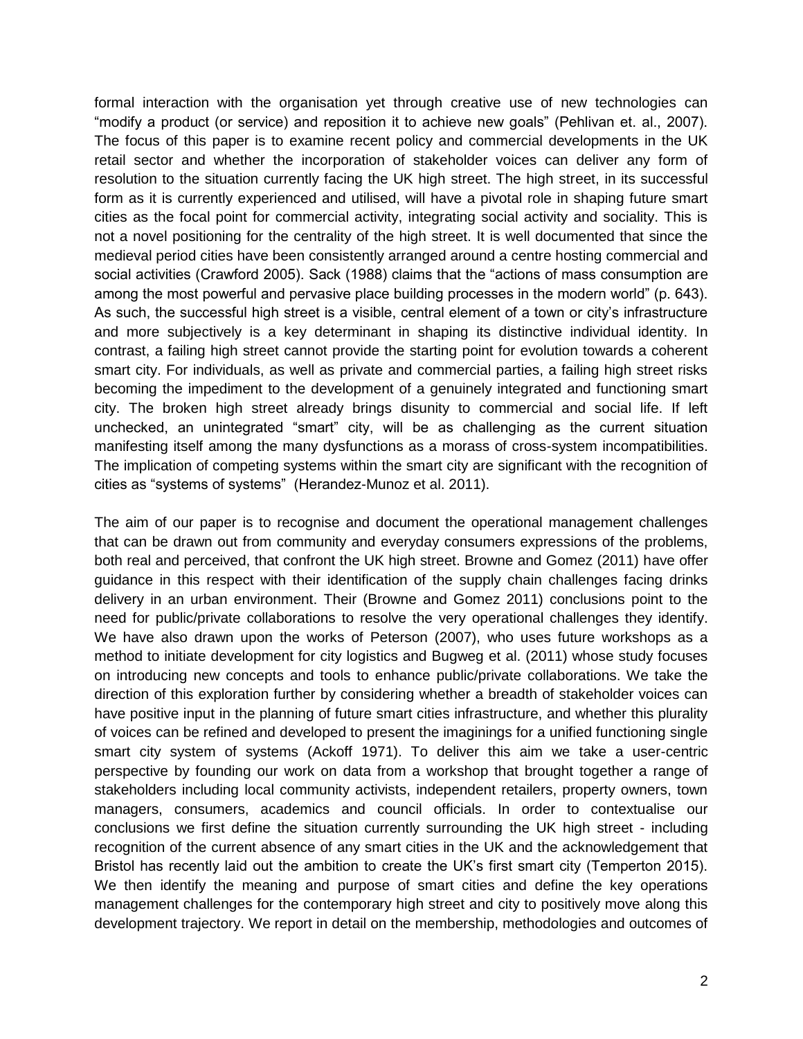formal interaction with the organisation yet through creative use of new technologies can "modify a product (or service) and reposition it to achieve new goals" (Pehlivan et. al., 2007). The focus of this paper is to examine recent policy and commercial developments in the UK retail sector and whether the incorporation of stakeholder voices can deliver any form of resolution to the situation currently facing the UK high street. The high street, in its successful form as it is currently experienced and utilised, will have a pivotal role in shaping future smart cities as the focal point for commercial activity, integrating social activity and sociality. This is not a novel positioning for the centrality of the high street. It is well documented that since the medieval period cities have been consistently arranged around a centre hosting commercial and social activities (Crawford 2005). Sack (1988) claims that the "actions of mass consumption are among the most powerful and pervasive place building processes in the modern world" (p. 643). As such, the successful high street is a visible, central element of a town or city's infrastructure and more subjectively is a key determinant in shaping its distinctive individual identity. In contrast, a failing high street cannot provide the starting point for evolution towards a coherent smart city. For individuals, as well as private and commercial parties, a failing high street risks becoming the impediment to the development of a genuinely integrated and functioning smart city. The broken high street already brings disunity to commercial and social life. If left unchecked, an unintegrated "smart" city, will be as challenging as the current situation manifesting itself among the many dysfunctions as a morass of cross-system incompatibilities. The implication of competing systems within the smart city are significant with the recognition of cities as "systems of systems" (Herandez-Munoz et al. 2011).

The aim of our paper is to recognise and document the operational management challenges that can be drawn out from community and everyday consumers expressions of the problems, both real and perceived, that confront the UK high street. Browne and Gomez (2011) have offer guidance in this respect with their identification of the supply chain challenges facing drinks delivery in an urban environment. Their (Browne and Gomez 2011) conclusions point to the need for public/private collaborations to resolve the very operational challenges they identify. We have also drawn upon the works of Peterson (2007), who uses future workshops as a method to initiate development for city logistics and Bugweg et al. (2011) whose study focuses on introducing new concepts and tools to enhance public/private collaborations. We take the direction of this exploration further by considering whether a breadth of stakeholder voices can have positive input in the planning of future smart cities infrastructure, and whether this plurality of voices can be refined and developed to present the imaginings for a unified functioning single smart city system of systems (Ackoff 1971). To deliver this aim we take a user-centric perspective by founding our work on data from a workshop that brought together a range of stakeholders including local community activists, independent retailers, property owners, town managers, consumers, academics and council officials. In order to contextualise our conclusions we first define the situation currently surrounding the UK high street - including recognition of the current absence of any smart cities in the UK and the acknowledgement that Bristol has recently laid out the ambition to create the UK's first smart city (Temperton 2015). We then identify the meaning and purpose of smart cities and define the key operations management challenges for the contemporary high street and city to positively move along this development trajectory. We report in detail on the membership, methodologies and outcomes of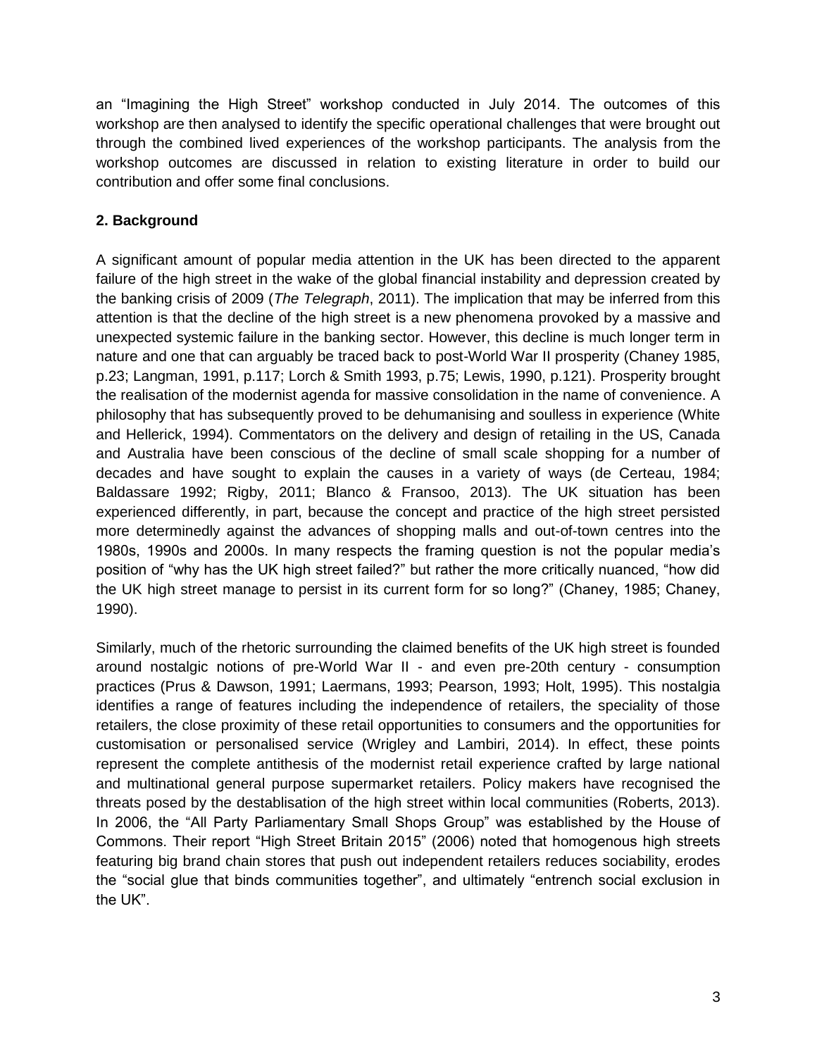an “Imagining the High Street” workshop conducted in July 2014. The outcomes of this workshop are then analysed to identify the specific operational challenges that were brought out through the combined lived experiences of the workshop participants. The analysis from the workshop outcomes are discussed in relation to existing literature in order to build our contribution and offer some final conclusions.

## 2. Background

A significant amount of popular media attention in the UK has been directed to the apparent failure of the high street in the wake of the global financial instability and depression created by the banking crisis of 2009 (*The Telegraph*, 2011). The implication that may be inferred from this attention is that the decline of the high street is a new phenomena provoked by a massive and unexpected systemic failure in the banking sector. However, this decline is much longer term in nature and one that can arguably be traced back to post-World War II prosperity (Chaney 1985, p.23; Langman, 1991, p.117; Lorch & Smith 1993, p.75; Lewis, 1990, p.121). Prosperity brought the realisation of the modernist agenda for massive consolidation in the name of convenience. A philosophy that has subsequently proved to be dehumanising and soulless in experience (White and Hellerick, 1994). Commentators on the delivery and design of retailing in the US, Canada and Australia have been conscious of the decline of small scale shopping for a number of decades and have sought to explain the causes in a variety of ways (de Certeau, 1984; Baldassare 1992; Rigby, 2011; Blanco & Fransoo, 2013). The UK situation has been experienced differently, in part, because the concept and practice of the high street persisted more determinedly against the advances of shopping malls and out-of-town centres into the 1980s, 1990s and 2000s. In many respects the framing question is not the popular media’s position of “why has the UK high street failed?” but rather the more critically nuanced, “how did the UK high street manage to persist in its current form for so long?” (Chaney, 1985; Chaney, 1990).

Similarly, much of the rhetoric surrounding the claimed benefits of the UK high street is founded around nostalgic notions of pre-World War II - and even pre-20th century - consumption practices (Prus & Dawson, 1991; Laermans, 1993; Pearson, 1993; Holt, 1995). This nostalgia identifies a range of features including the independence of retailers, the speciality of those retailers, the close proximity of these retail opportunities to consumers and the opportunities for customisation or personalised service (Wrigley and Lambiri, 2014). In effect, these points represent the complete antithesis of the modernist retail experience crafted by large national and multinational general purpose supermarket retailers. Policy makers have recognised the threats posed by the destablisation of the high street within local communities (Roberts, 2013). In 2006, the “All Party Parliamentary Small Shops Group” was established by the House of Commons. Their report “High Street Britain 2015” (2006) noted that homogenous high streets featuring big brand chain stores that push out independent retailers reduces sociability, erodes the “social glue that binds communities together”, and ultimately “entrench social exclusion in the UK”.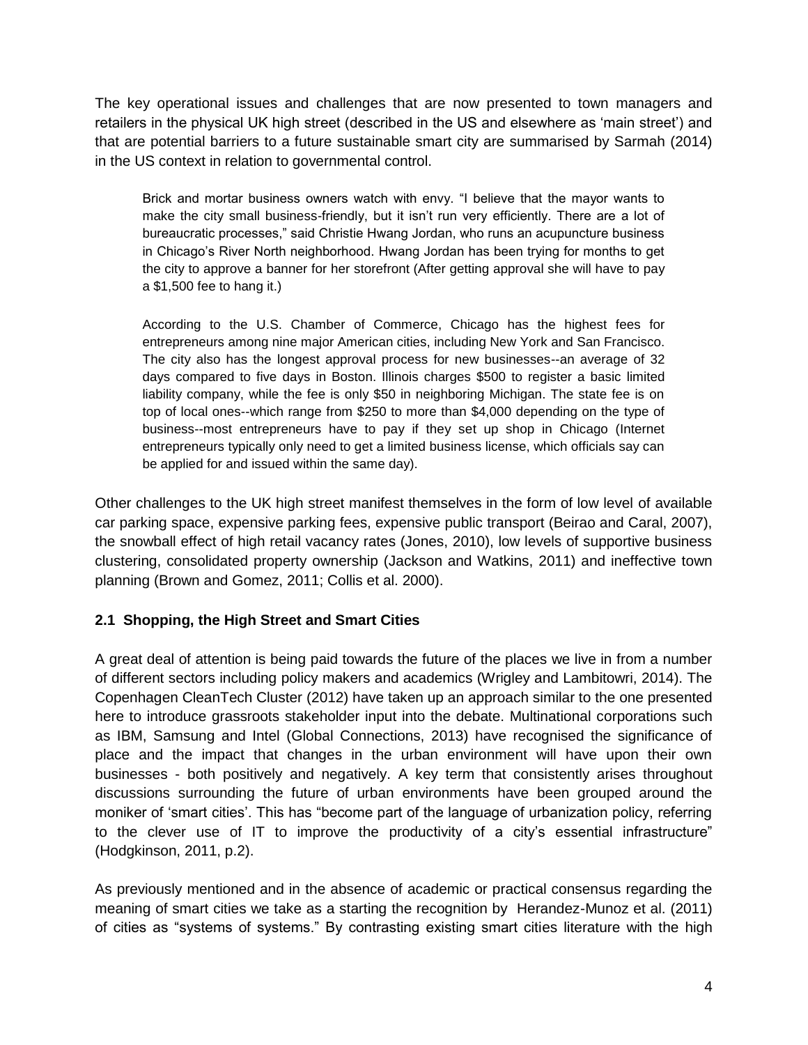The key operational issues and challenges that are now presented to town managers and retailers in the physical UK high street (described in the US and elsewhere as 'main street') and that are potential barriers to a future sustainable smart city are summarised by Sarmah (2014) in the US context in relation to governmental control.

> Brick and mortar business owners watch with envy. "I believe that the mayor wants to make the city small business-friendly, but it isn't run very efficiently. There are a lot of bureaucratic processes," said Christie Hwang Jordan, who runs an acupuncture business in Chicago's River North neighborhood. Hwang Jordan has been trying for months to get the city to approve a banner for her storefront (After getting approval she will have to pay a $1,500 fee to hang it.)
>
> According to the U.S. Chamber of Commerce, Chicago has the highest fees for entrepreneurs among nine major American cities, including New York and San Francisco. The city also has the longest approval process for new businesses--an average of 32 days compared to five days in Boston. Illinois charges $500 to register a basic limited liability company, while the fee is only $50 in neighboring Michigan. The state fee is on top of local ones--which range from $250 to more than $4,000 depending on the type of business--most entrepreneurs have to pay if they set up shop in Chicago (Internet entrepreneurs typically only need to get a limited business license, which officials say can be applied for and issued within the same day).

Other challenges to the UK high street manifest themselves in the form of low level of available car parking space, expensive parking fees, expensive public transport (Beirao and Caral, 2007), the snowball effect of high retail vacancy rates (Jones, 2010), low levels of supportive business clustering, consolidated property ownership (Jackson and Watkins, 2011) and ineffective town planning (Brown and Gomez, 2011; Collis et al. 2000).

### 2.1 Shopping, the High Street and Smart Cities

A great deal of attention is being paid towards the future of the places we live in from a number of different sectors including policy makers and academics (Wrigley and Lambitowri, 2014). The Copenhagen CleanTech Cluster (2012) have taken up an approach similar to the one presented here to introduce grassroots stakeholder input into the debate. Multinational corporations such as IBM, Samsung and Intel (Global Connections, 2013) have recognised the significance of place and the impact that changes in the urban environment will have upon their own businesses - both positively and negatively. A key term that consistently arises throughout discussions surrounding the future of urban environments have been grouped around the moniker of 'smart cities'. This has "become part of the language of urbanization policy, referring to the clever use of IT to improve the productivity of a city's essential infrastructure" (Hodgkinson, 2011, p.2).

As previously mentioned and in the absence of academic or practical consensus regarding the meaning of smart cities we take as a starting the recognition by Herandez-Munoz et al. (2011) of cities as "systems of systems." By contrasting existing smart cities literature with the high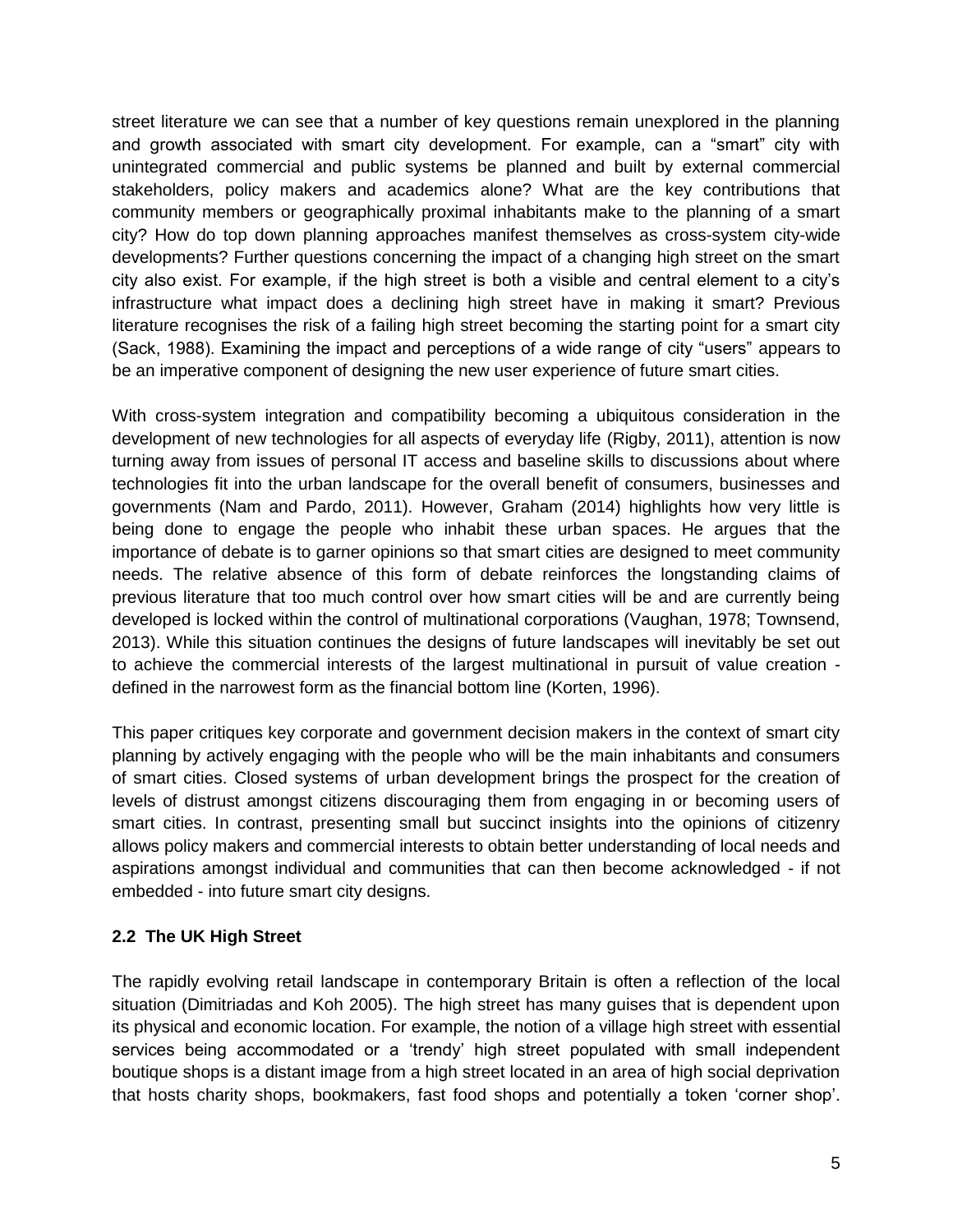street literature we can see that a number of key questions remain unexplored in the planning and growth associated with smart city development. For example, can a "smart" city with unintegrated commercial and public systems be planned and built by external commercial stakeholders, policy makers and academics alone? What are the key contributions that community members or geographically proximal inhabitants make to the planning of a smart city? How do top down planning approaches manifest themselves as cross-system city-wide developments? Further questions concerning the impact of a changing high street on the smart city also exist. For example, if the high street is both a visible and central element to a city's infrastructure what impact does a declining high street have in making it smart? Previous literature recognises the risk of a failing high street becoming the starting point for a smart city (Sack, 1988). Examining the impact and perceptions of a wide range of city "users" appears to be an imperative component of designing the new user experience of future smart cities.

With cross-system integration and compatibility becoming a ubiquitous consideration in the development of new technologies for all aspects of everyday life (Rigby, 2011), attention is now turning away from issues of personal IT access and baseline skills to discussions about where technologies fit into the urban landscape for the overall benefit of consumers, businesses and governments (Nam and Pardo, 2011). However, Graham (2014) highlights how very little is being done to engage the people who inhabit these urban spaces. He argues that the importance of debate is to garner opinions so that smart cities are designed to meet community needs. The relative absence of this form of debate reinforces the longstanding claims of previous literature that too much control over how smart cities will be and are currently being developed is locked within the control of multinational corporations (Vaughan, 1978; Townsend, 2013). While this situation continues the designs of future landscapes will inevitably be set out to achieve the commercial interests of the largest multinational in pursuit of value creation - defined in the narrowest form as the financial bottom line (Korten, 1996).

This paper critiques key corporate and government decision makers in the context of smart city planning by actively engaging with the people who will be the main inhabitants and consumers of smart cities. Closed systems of urban development brings the prospect for the creation of levels of distrust amongst citizens discouraging them from engaging in or becoming users of smart cities. In contrast, presenting small but succinct insights into the opinions of citizenry allows policy makers and commercial interests to obtain better understanding of local needs and aspirations amongst individual and communities that can then become acknowledged - if not embedded - into future smart city designs.

### 2.2 The UK High Street

The rapidly evolving retail landscape in contemporary Britain is often a reflection of the local situation (Dimitriadas and Koh 2005). The high street has many guises that is dependent upon its physical and economic location. For example, the notion of a village high street with essential services being accommodated or a 'trendy' high street populated with small independent boutique shops is a distant image from a high street located in an area of high social deprivation that hosts charity shops, bookmakers, fast food shops and potentially a token 'corner shop'.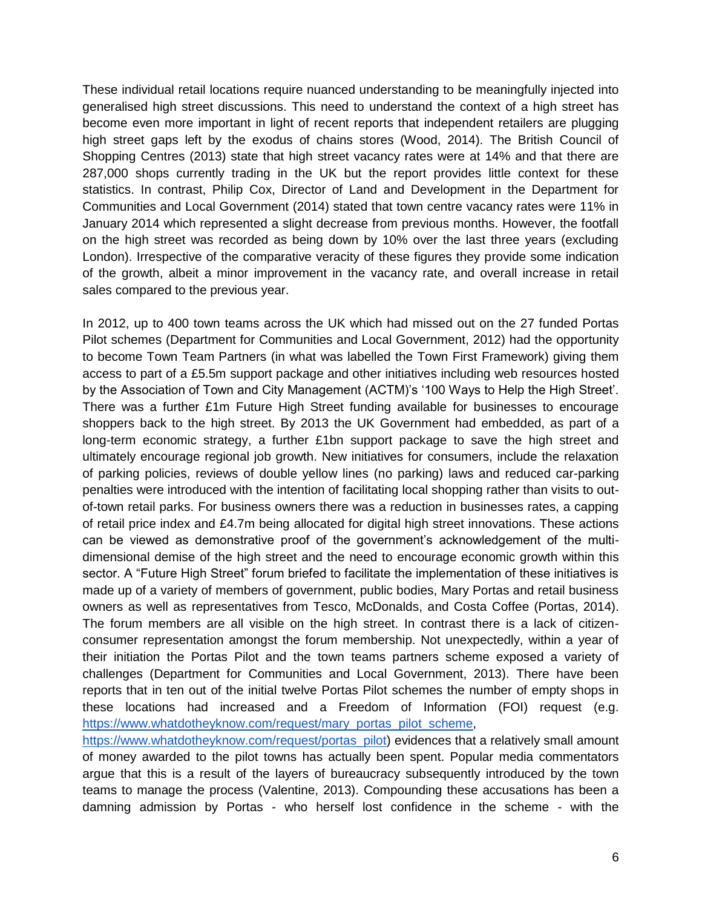These individual retail locations require nuanced understanding to be meaningfully injected into generalised high street discussions. This need to understand the context of a high street has become even more important in light of recent reports that independent retailers are plugging high street gaps left by the exodus of chains stores (Wood, 2014). The British Council of Shopping Centres (2013) state that high street vacancy rates were at 14% and that there are 287,000 shops currently trading in the UK but the report provides little context for these statistics. In contrast, Philip Cox, Director of Land and Development in the Department for Communities and Local Government (2014) stated that town centre vacancy rates were 11% in January 2014 which represented a slight decrease from previous months. However, the footfall on the high street was recorded as being down by 10% over the last three years (excluding London). Irrespective of the comparative veracity of these figures they provide some indication of the growth, albeit a minor improvement in the vacancy rate, and overall increase in retail sales compared to the previous year.

In 2012, up to 400 town teams across the UK which had missed out on the 27 funded Portas Pilot schemes (Department for Communities and Local Government, 2012) had the opportunity to become Town Team Partners (in what was labelled the Town First Framework) giving them access to part of a £5.5m support package and other initiatives including web resources hosted by the Association of Town and City Management (ACTM)'s '100 Ways to Help the High Street'. There was a further £1m Future High Street funding available for businesses to encourage shoppers back to the high street. By 2013 the UK Government had embedded, as part of a long-term economic strategy, a further £1bn support package to save the high street and ultimately encourage regional job growth. New initiatives for consumers, include the relaxation of parking policies, reviews of double yellow lines (no parking) laws and reduced car-parking penalties were introduced with the intention of facilitating local shopping rather than visits to out-of-town retail parks. For business owners there was a reduction in businesses rates, a capping of retail price index and £4.7m being allocated for digital high street innovations. These actions can be viewed as demonstrative proof of the government's acknowledgement of the multi-dimensional demise of the high street and the need to encourage economic growth within this sector. A "Future High Street" forum briefed to facilitate the implementation of these initiatives is made up of a variety of members of government, public bodies, Mary Portas and retail business owners as well as representatives from Tesco, McDonalds, and Costa Coffee (Portas, 2014). The forum members are all visible on the high street. In contrast there is a lack of citizen-consumer representation amongst the forum membership. Not unexpectedly, within a year of their initiation the Portas Pilot and the town teams partners scheme exposed a variety of challenges (Department for Communities and Local Government, 2013). There have been reports that in ten out of the initial twelve Portas Pilot schemes the number of empty shops in these locations had increased and a Freedom of Information (FOI) request (e.g. https://www.whatdotheyknow.com/request/mary_portas_pilot_scheme, https://www.whatdotheyknow.com/request/portas_pilot) evidences that a relatively small amount of money awarded to the pilot towns has actually been spent. Popular media commentators argue that this is a result of the layers of bureaucracy subsequently introduced by the town teams to manage the process (Valentine, 2013). Compounding these accusations has been a damning admission by Portas - who herself lost confidence in the scheme - with the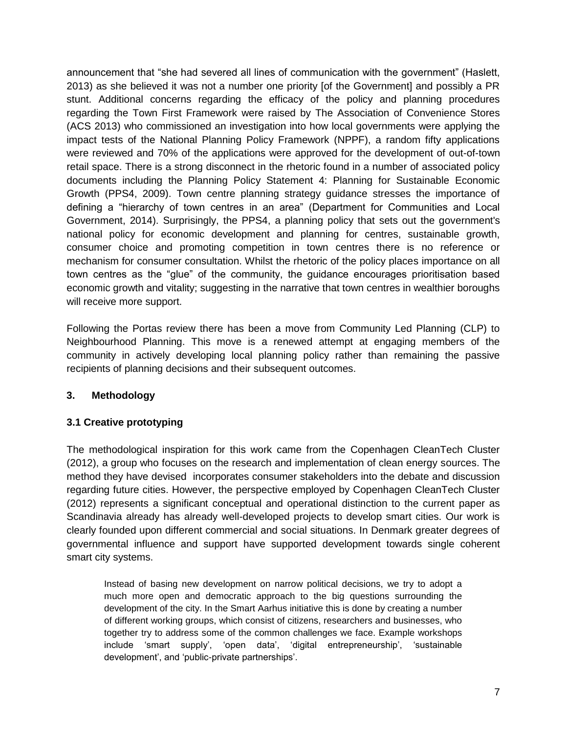announcement that “she had severed all lines of communication with the government” (Haslett, 2013) as she believed it was not a number one priority [of the Government] and possibly a PR stunt. Additional concerns regarding the efficacy of the policy and planning procedures regarding the Town First Framework were raised by The Association of Convenience Stores (ACS 2013) who commissioned an investigation into how local governments were applying the impact tests of the National Planning Policy Framework (NPPF), a random fifty applications were reviewed and 70% of the applications were approved for the development of out-of-town retail space. There is a strong disconnect in the rhetoric found in a number of associated policy documents including the Planning Policy Statement 4: Planning for Sustainable Economic Growth (PPS4, 2009). Town centre planning strategy guidance stresses the importance of defining a “hierarchy of town centres in an area” (Department for Communities and Local Government, 2014). Surprisingly, the PPS4, a planning policy that sets out the government's national policy for economic development and planning for centres, sustainable growth, consumer choice and promoting competition in town centres there is no reference or mechanism for consumer consultation. Whilst the rhetoric of the policy places importance on all town centres as the “glue” of the community, the guidance encourages prioritisation based economic growth and vitality; suggesting in the narrative that town centres in wealthier boroughs will receive more support.

Following the Portas review there has been a move from Community Led Planning (CLP) to Neighbourhood Planning. This move is a renewed attempt at engaging members of the community in actively developing local planning policy rather than remaining the passive recipients of planning decisions and their subsequent outcomes.

## 3. Methodology

### 3.1 Creative prototyping

The methodological inspiration for this work came from the Copenhagen CleanTech Cluster (2012), a group who focuses on the research and implementation of clean energy sources. The method they have devised incorporates consumer stakeholders into the debate and discussion regarding future cities. However, the perspective employed by Copenhagen CleanTech Cluster (2012) represents a significant conceptual and operational distinction to the current paper as Scandinavia already has already well-developed projects to develop smart cities. Our work is clearly founded upon different commercial and social situations. In Denmark greater degrees of governmental influence and support have supported development towards single coherent smart city systems.

> Instead of basing new development on narrow political decisions, we try to adopt a much more open and democratic approach to the big questions surrounding the development of the city. In the Smart Aarhus initiative this is done by creating a number of different working groups, which consist of citizens, researchers and businesses, who together try to address some of the common challenges we face. Example workshops include ‘smart supply’, ‘open data’, ‘digital entrepreneurship’, ‘sustainable development’, and ‘public-private partnerships’.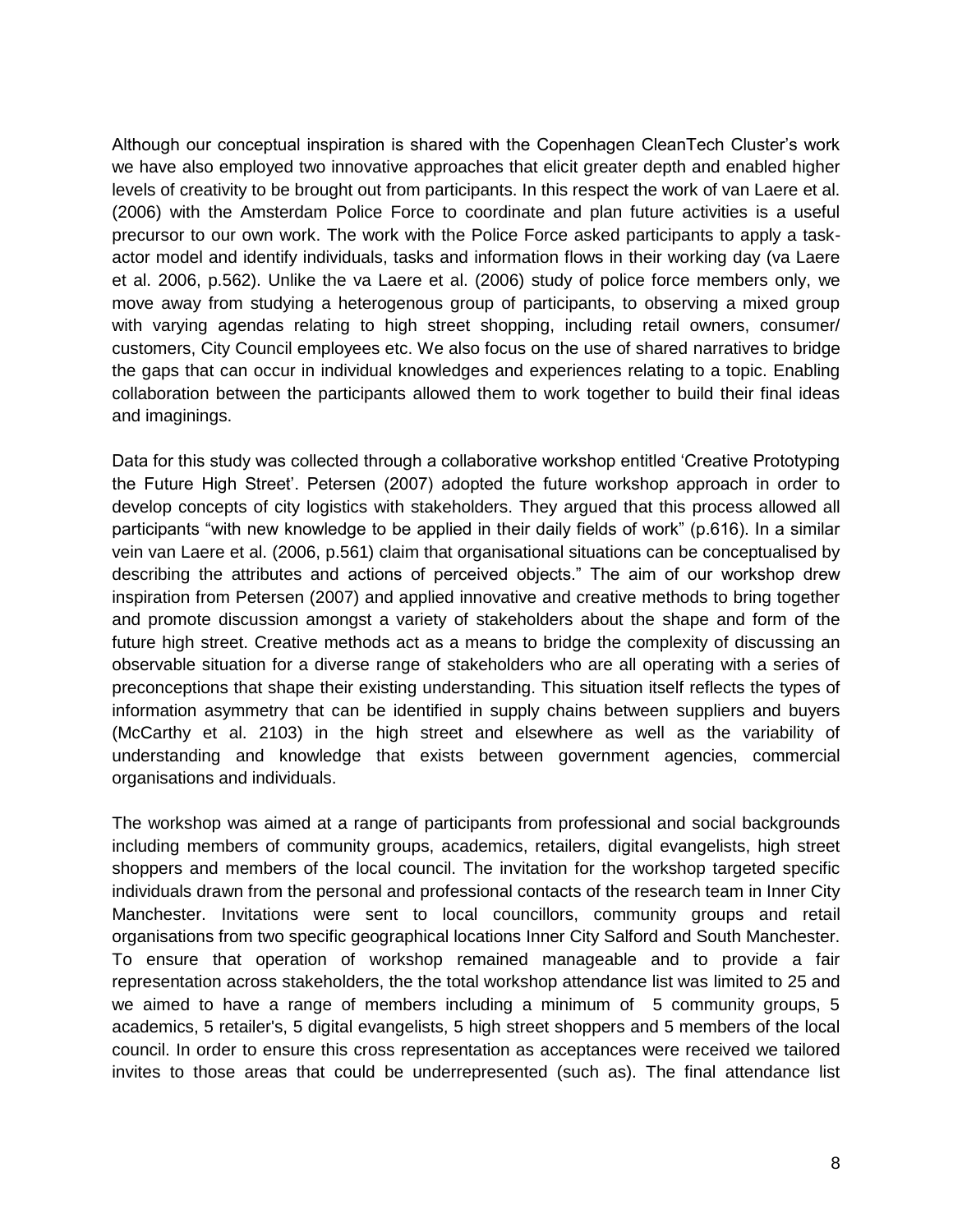Although our conceptual inspiration is shared with the Copenhagen CleanTech Cluster's work we have also employed two innovative approaches that elicit greater depth and enabled higher levels of creativity to be brought out from participants. In this respect the work of van Laere et al. (2006) with the Amsterdam Police Force to coordinate and plan future activities is a useful precursor to our own work. The work with the Police Force asked participants to apply a task-actor model and identify individuals, tasks and information flows in their working day (va Laere et al. 2006, p.562). Unlike the va Laere et al. (2006) study of police force members only, we move away from studying a heterogenous group of participants, to observing a mixed group with varying agendas relating to high street shopping, including retail owners, consumer/ customers, City Council employees etc. We also focus on the use of shared narratives to bridge the gaps that can occur in individual knowledges and experiences relating to a topic. Enabling collaboration between the participants allowed them to work together to build their final ideas and imaginings.

Data for this study was collected through a collaborative workshop entitled 'Creative Prototyping the Future High Street'. Petersen (2007) adopted the future workshop approach in order to develop concepts of city logistics with stakeholders. They argued that this process allowed all participants "with new knowledge to be applied in their daily fields of work" (p.616). In a similar vein van Laere et al. (2006, p.561) claim that organisational situations can be conceptualised by describing the attributes and actions of perceived objects." The aim of our workshop drew inspiration from Petersen (2007) and applied innovative and creative methods to bring together and promote discussion amongst a variety of stakeholders about the shape and form of the future high street. Creative methods act as a means to bridge the complexity of discussing an observable situation for a diverse range of stakeholders who are all operating with a series of preconceptions that shape their existing understanding. This situation itself reflects the types of information asymmetry that can be identified in supply chains between suppliers and buyers (McCarthy et al. 2103) in the high street and elsewhere as well as the variability of understanding and knowledge that exists between government agencies, commercial organisations and individuals.

The workshop was aimed at a range of participants from professional and social backgrounds including members of community groups, academics, retailers, digital evangelists, high street shoppers and members of the local council. The invitation for the workshop targeted specific individuals drawn from the personal and professional contacts of the research team in Inner City Manchester. Invitations were sent to local councillors, community groups and retail organisations from two specific geographical locations Inner City Salford and South Manchester. To ensure that operation of workshop remained manageable and to provide a fair representation across stakeholders, the the total workshop attendance list was limited to 25 and we aimed to have a range of members including a minimum of 5 community groups, 5 academics, 5 retailer's, 5 digital evangelists, 5 high street shoppers and 5 members of the local council. In order to ensure this cross representation as acceptances were received we tailored invites to those areas that could be underrepresented (such as). The final attendance list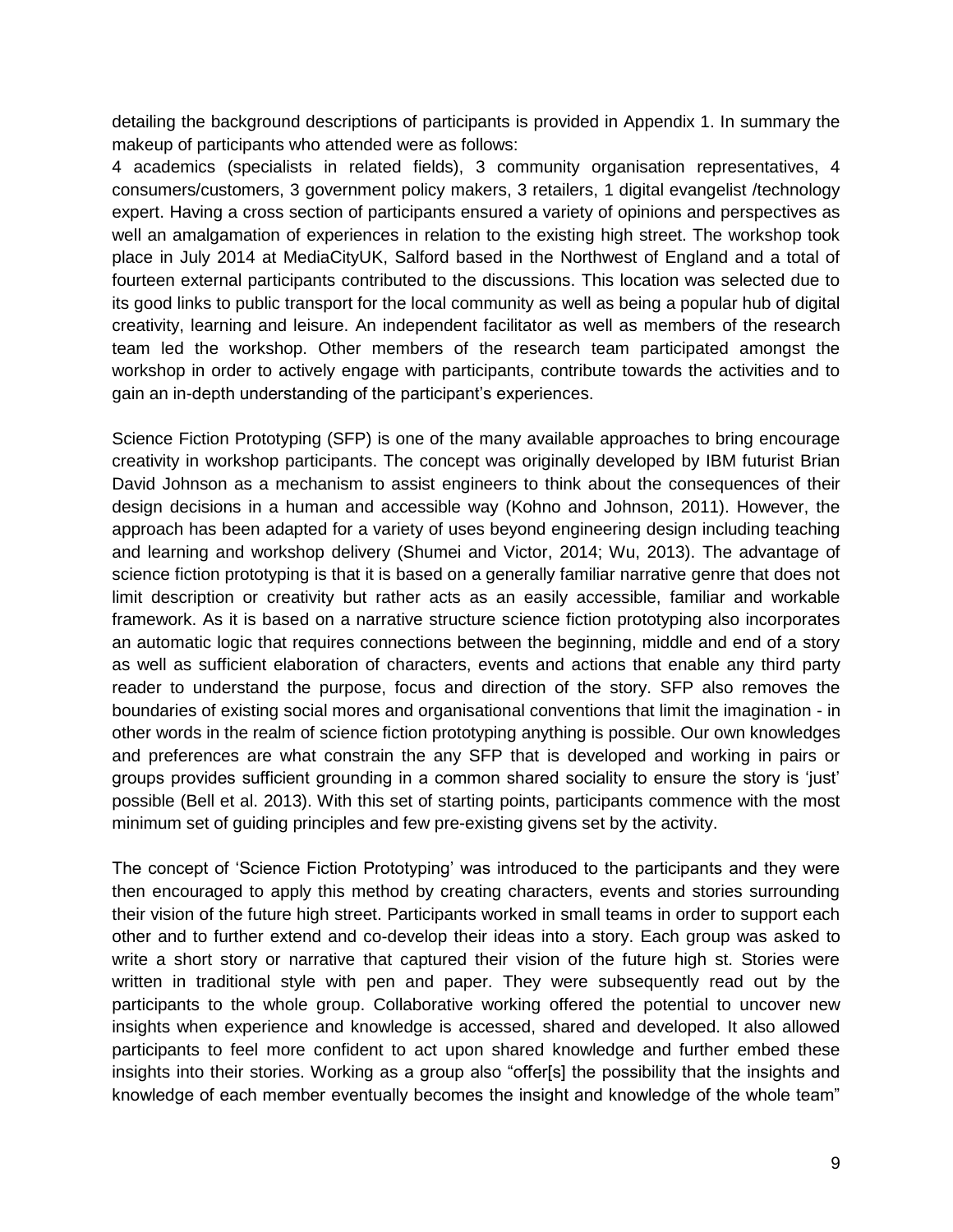detailing the background descriptions of participants is provided in Appendix 1. In summary the makeup of participants who attended were as follows:

4 academics (specialists in related fields), 3 community organisation representatives, 4 consumers/customers, 3 government policy makers, 3 retailers, 1 digital evangelist /technology expert. Having a cross section of participants ensured a variety of opinions and perspectives as well an amalgamation of experiences in relation to the existing high street. The workshop took place in July 2014 at MediaCityUK, Salford based in the Northwest of England and a total of fourteen external participants contributed to the discussions. This location was selected due to its good links to public transport for the local community as well as being a popular hub of digital creativity, learning and leisure. An independent facilitator as well as members of the research team led the workshop. Other members of the research team participated amongst the workshop in order to actively engage with participants, contribute towards the activities and to gain an in-depth understanding of the participant's experiences.

Science Fiction Prototyping (SFP) is one of the many available approaches to bring encourage creativity in workshop participants. The concept was originally developed by IBM futurist Brian David Johnson as a mechanism to assist engineers to think about the consequences of their design decisions in a human and accessible way (Kohno and Johnson, 2011). However, the approach has been adapted for a variety of uses beyond engineering design including teaching and learning and workshop delivery (Shumei and Victor, 2014; Wu, 2013). The advantage of science fiction prototyping is that it is based on a generally familiar narrative genre that does not limit description or creativity but rather acts as an easily accessible, familiar and workable framework. As it is based on a narrative structure science fiction prototyping also incorporates an automatic logic that requires connections between the beginning, middle and end of a story as well as sufficient elaboration of characters, events and actions that enable any third party reader to understand the purpose, focus and direction of the story. SFP also removes the boundaries of existing social mores and organisational conventions that limit the imagination - in other words in the realm of science fiction prototyping anything is possible. Our own knowledges and preferences are what constrain the any SFP that is developed and working in pairs or groups provides sufficient grounding in a common shared sociality to ensure the story is 'just' possible (Bell et al. 2013). With this set of starting points, participants commence with the most minimum set of guiding principles and few pre-existing givens set by the activity.

The concept of 'Science Fiction Prototyping' was introduced to the participants and they were then encouraged to apply this method by creating characters, events and stories surrounding their vision of the future high street. Participants worked in small teams in order to support each other and to further extend and co-develop their ideas into a story. Each group was asked to write a short story or narrative that captured their vision of the future high st. Stories were written in traditional style with pen and paper. They were subsequently read out by the participants to the whole group. Collaborative working offered the potential to uncover new insights when experience and knowledge is accessed, shared and developed. It also allowed participants to feel more confident to act upon shared knowledge and further embed these insights into their stories. Working as a group also "offer[s] the possibility that the insights and knowledge of each member eventually becomes the insight and knowledge of the whole team"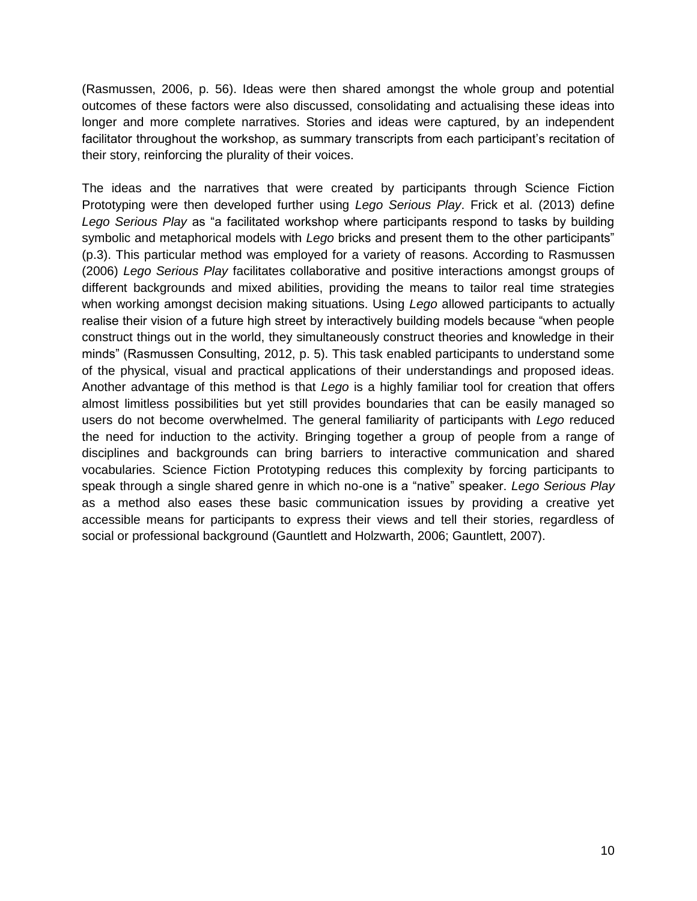(Rasmussen, 2006, p. 56). Ideas were then shared amongst the whole group and potential outcomes of these factors were also discussed, consolidating and actualising these ideas into longer and more complete narratives. Stories and ideas were captured, by an independent facilitator throughout the workshop, as summary transcripts from each participant's recitation of their story, reinforcing the plurality of their voices.

The ideas and the narratives that were created by participants through Science Fiction Prototyping were then developed further using *Lego Serious Play*. Frick et al. (2013) define *Lego Serious Play* as "a facilitated workshop where participants respond to tasks by building symbolic and metaphorical models with *Lego* bricks and present them to the other participants" (p.3). This particular method was employed for a variety of reasons. According to Rasmussen (2006) *Lego Serious Play* facilitates collaborative and positive interactions amongst groups of different backgrounds and mixed abilities, providing the means to tailor real time strategies when working amongst decision making situations. Using *Lego* allowed participants to actually realise their vision of a future high street by interactively building models because "when people construct things out in the world, they simultaneously construct theories and knowledge in their minds" (Rasmussen Consulting, 2012, p. 5). This task enabled participants to understand some of the physical, visual and practical applications of their understandings and proposed ideas. Another advantage of this method is that *Lego* is a highly familiar tool for creation that offers almost limitless possibilities but yet still provides boundaries that can be easily managed so users do not become overwhelmed. The general familiarity of participants with *Lego* reduced the need for induction to the activity. Bringing together a group of people from a range of disciplines and backgrounds can bring barriers to interactive communication and shared vocabularies. Science Fiction Prototyping reduces this complexity by forcing participants to speak through a single shared genre in which no-one is a "native" speaker. *Lego Serious Play* as a method also eases these basic communication issues by providing a creative yet accessible means for participants to express their views and tell their stories, regardless of social or professional background (Gauntlett and Holzwarth, 2006; Gauntlett, 2007).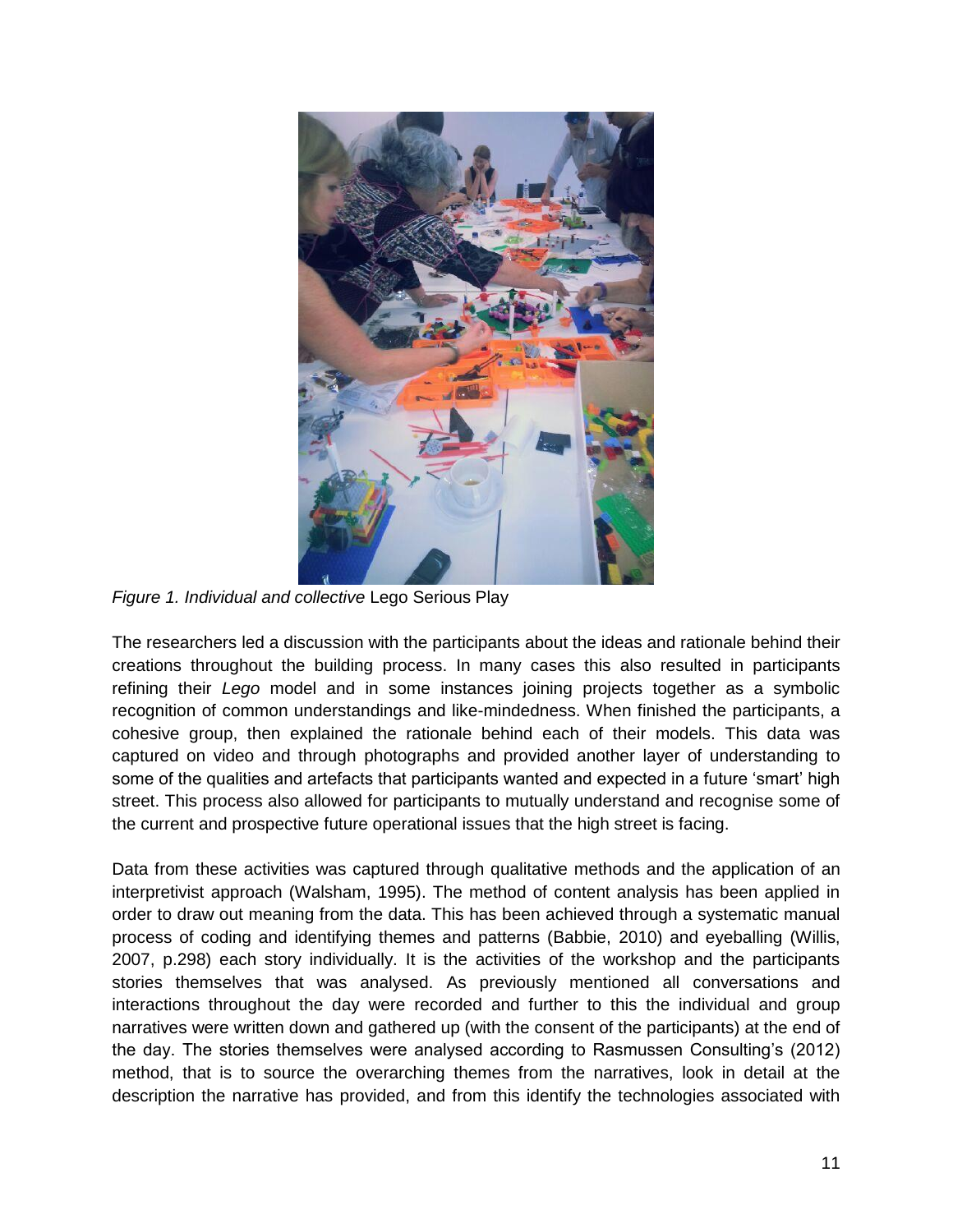*Figure 1. Individual and collective* Lego Serious Play

The researchers led a discussion with the participants about the ideas and rationale behind their creations throughout the building process. In many cases this also resulted in participants refining their *Lego* model and in some instances joining projects together as a symbolic recognition of common understandings and like-mindedness. When finished the participants, a cohesive group, then explained the rationale behind each of their models. This data was captured on video and through photographs and provided another layer of understanding to some of the qualities and artefacts that participants wanted and expected in a future 'smart' high street. This process also allowed for participants to mutually understand and recognise some of the current and prospective future operational issues that the high street is facing.

Data from these activities was captured through qualitative methods and the application of an interpretivist approach (Walsham, 1995). The method of content analysis has been applied in order to draw out meaning from the data. This has been achieved through a systematic manual process of coding and identifying themes and patterns (Babbie, 2010) and eyeballing (Willis, 2007, p.298) each story individually. It is the activities of the workshop and the participants stories themselves that was analysed. As previously mentioned all conversations and interactions throughout the day were recorded and further to this the individual and group narratives were written down and gathered up (with the consent of the participants) at the end of the day. The stories themselves were analysed according to Rasmussen Consulting's (2012) method, that is to source the overarching themes from the narratives, look in detail at the description the narrative has provided, and from this identify the technologies associated with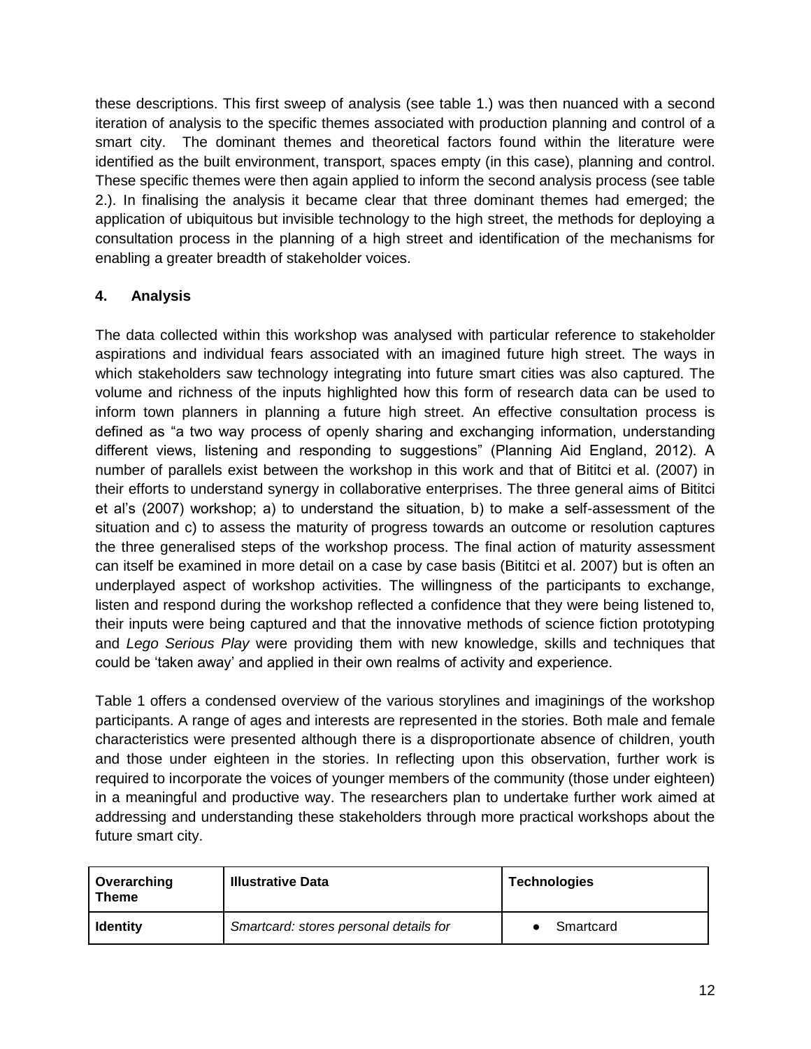these descriptions. This first sweep of analysis (see table 1.) was then nuanced with a second iteration of analysis to the specific themes associated with production planning and control of a smart city. The dominant themes and theoretical factors found within the literature were identified as the built environment, transport, spaces empty (in this case), planning and control. These specific themes were then again applied to inform the second analysis process (see table 2.). In finalising the analysis it became clear that three dominant themes had emerged; the application of ubiquitous but invisible technology to the high street, the methods for deploying a consultation process in the planning of a high street and identification of the mechanisms for enabling a greater breadth of stakeholder voices.

## 4. Analysis

The data collected within this workshop was analysed with particular reference to stakeholder aspirations and individual fears associated with an imagined future high street. The ways in which stakeholders saw technology integrating into future smart cities was also captured. The volume and richness of the inputs highlighted how this form of research data can be used to inform town planners in planning a future high street. An effective consultation process is defined as "a two way process of openly sharing and exchanging information, understanding different views, listening and responding to suggestions" (Planning Aid England, 2012). A number of parallels exist between the workshop in this work and that of Bititci et al. (2007) in their efforts to understand synergy in collaborative enterprises. The three general aims of Bititci et al's (2007) workshop; a) to understand the situation, b) to make a self-assessment of the situation and c) to assess the maturity of progress towards an outcome or resolution captures the three generalised steps of the workshop process. The final action of maturity assessment can itself be examined in more detail on a case by case basis (Bititci et al. 2007) but is often an underplayed aspect of workshop activities. The willingness of the participants to exchange, listen and respond during the workshop reflected a confidence that they were being listened to, their inputs were being captured and that the innovative methods of science fiction prototyping and *Lego Serious Play* were providing them with new knowledge, skills and techniques that could be 'taken away' and applied in their own realms of activity and experience.

Table 1 offers a condensed overview of the various storylines and imaginings of the workshop participants. A range of ages and interests are represented in the stories. Both male and female characteristics were presented although there is a disproportionate absence of children, youth and those under eighteen in the stories. In reflecting upon this observation, further work is required to incorporate the voices of younger members of the community (those under eighteen) in a meaningful and productive way. The researchers plan to undertake further work aimed at addressing and understanding these stakeholders through more practical workshops about the future smart city.

| Overarching Theme | Illustrative Data | Technologies |
|---|---|---|
| **Identity** | *Smartcard: stores personal details for* | • Smartcard |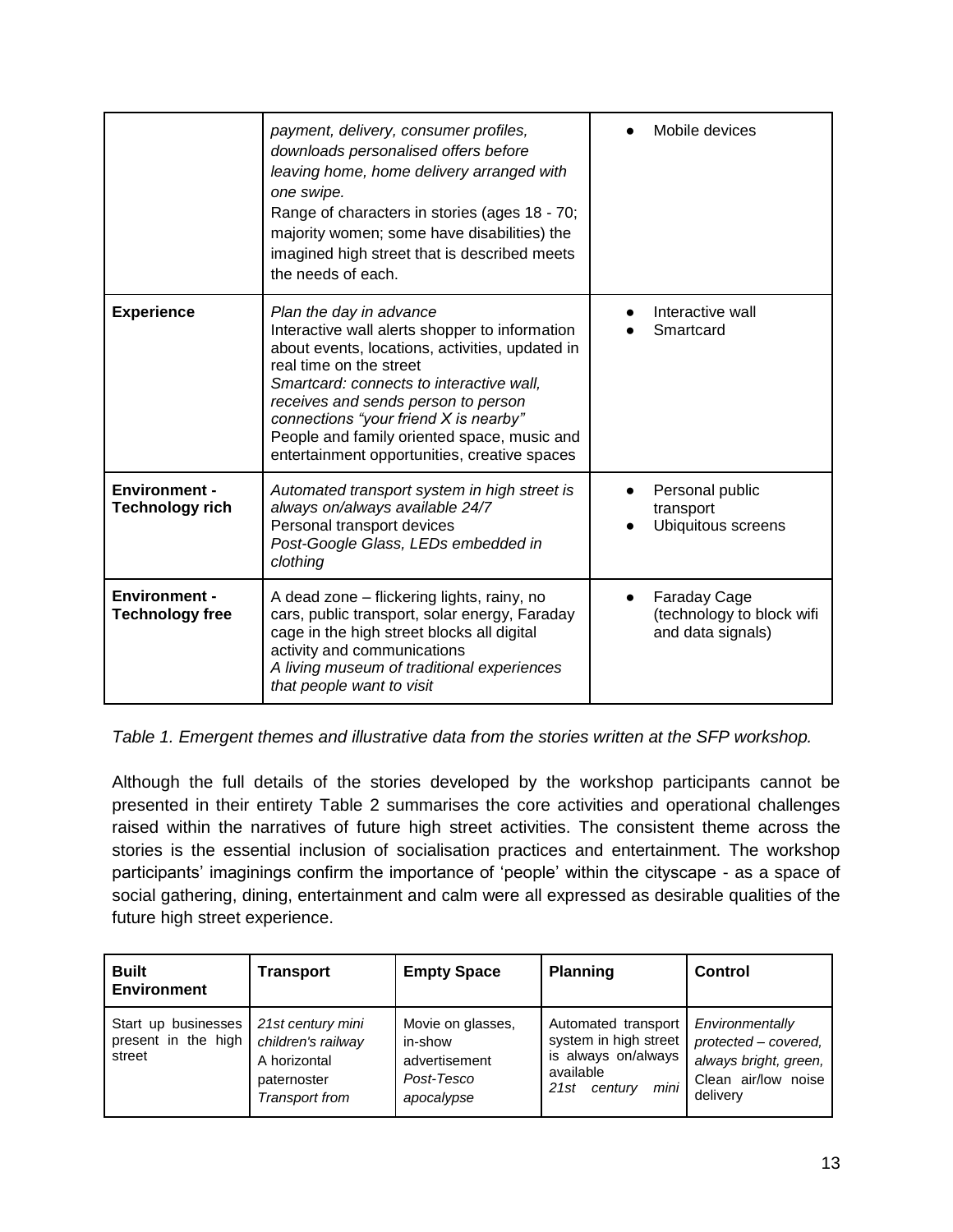| | | |
|---|---|---|
| | *payment, delivery, consumer profiles, downloads personalised offers before leaving home, home delivery arranged with one swipe.* Range of characters in stories (ages 18 - 70; majority women; some have disabilities) the imagined high street that is described meets the needs of each. | • Mobile devices |
| **Experience** | *Plan the day in advance* Interactive wall alerts shopper to information about events, locations, activities, updated in real time on the street *Smartcard: connects to interactive wall, receives and sends person to person connections "your friend X is nearby"* People and family oriented space, music and entertainment opportunities, creative spaces | • Interactive wall<br>• Smartcard |
| **Environment - Technology rich** | *Automated transport system in high street is always on/always available 24/7* Personal transport devices *Post-Google Glass, LEDs embedded in clothing* | • Personal public transport<br>• Ubiquitous screens |
| **Environment - Technology free** | A dead zone – flickering lights, rainy, no cars, public transport, solar energy, Faraday cage in the high street blocks all digital activity and communications *A living museum of traditional experiences that people want to visit* | • Faraday Cage (technology to block wifi and data signals) |

*Table 1. Emergent themes and illustrative data from the stories written at the SFP workshop.*

Although the full details of the stories developed by the workshop participants cannot be presented in their entirety Table 2 summarises the core activities and operational challenges raised within the narratives of future high street activities. The consistent theme across the stories is the essential inclusion of socialisation practices and entertainment. The workshop participants' imaginings confirm the importance of 'people' within the cityscape - as a space of social gathering, dining, entertainment and calm were all expressed as desirable qualities of the future high street experience.

| **Built Environment** | **Transport** | **Empty Space** | **Planning** | **Control** |
|---|---|---|---|---|
| Start up businesses present in the high street | *21st century mini children's railway* A horizontal paternoster *Transport from* | Movie on glasses, in-show advertisement *Post-Tesco apocalypse* | Automated transport system in high street is always on/always available *21st century mini* | *Environmentally protected – covered, always bright, green,* Clean air/low noise delivery |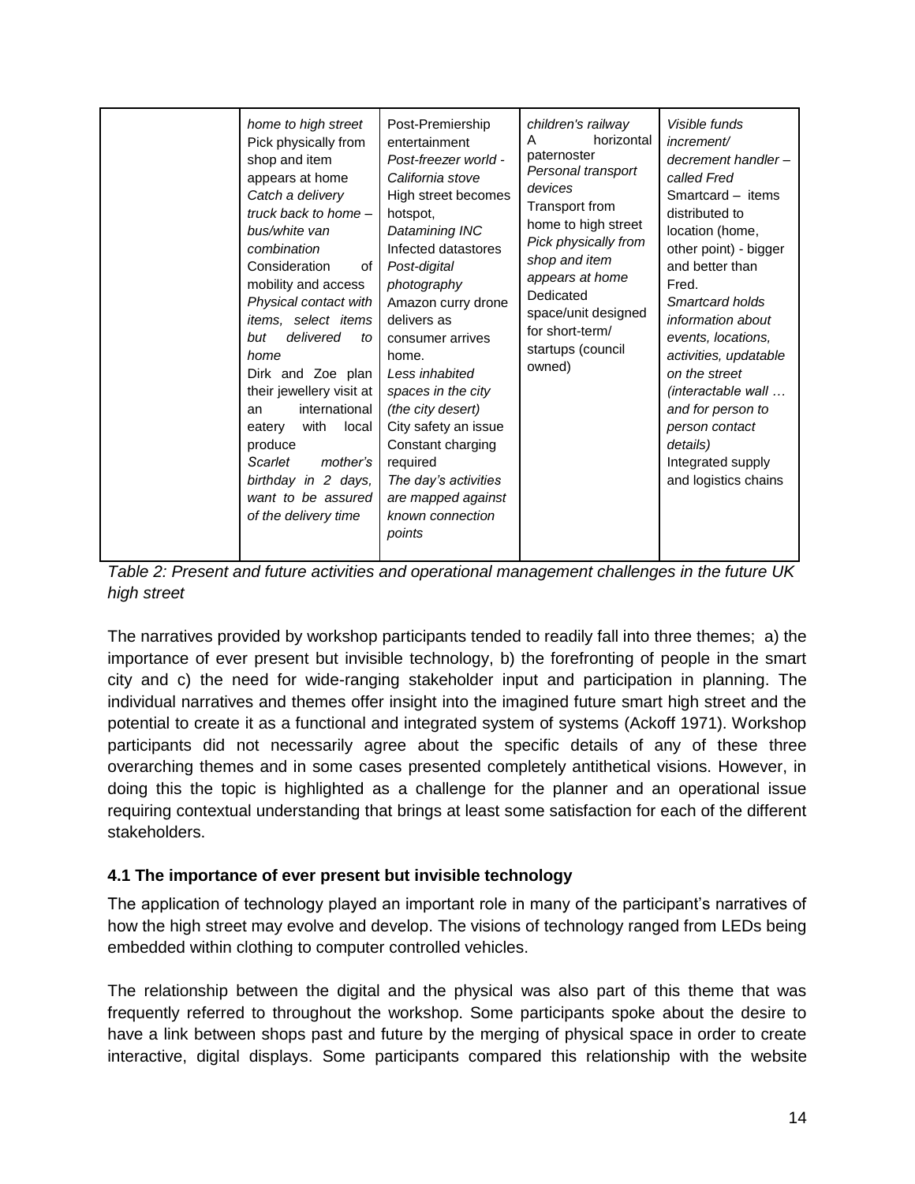| | | | | |
|---|---|---|---|---|
| | *home to high street* Pick physically from shop and item appears at home *Catch a delivery truck back to home – bus/white van combination* Consideration of mobility and access *Physical contact with items, select items but delivered to home* Dirk and Zoe plan their jewellery visit at an international eatery with local produce *Scarlet mother's birthday in 2 days, want to be assured of the delivery time* | Post-Premiership entertainment *Post-freezer world - California stove* High street becomes hotspot, *Datamining INC* Infected datastores *Post-digital photography* Amazon curry drone delivers as consumer arrives home. *Less inhabited spaces in the city (the city desert)* City safety an issue Constant charging required *The day's activities are mapped against known connection points* | *children's railway* A horizontal paternoster *Personal transport devices* Transport from home to high street *Pick physically from shop and item appears at home* Dedicated space/unit designed for short-term/ startups (council owned) | *Visible funds increment/ decrement handler – called Fred* Smartcard – items distributed to location (home, other point) - bigger and better than Fred. *Smartcard holds information about events, locations, activities, updatable on the street (interactable wall … and for person to person contact details)* Integrated supply and logistics chains |

*Table 2: Present and future activities and operational management challenges in the future UK high street*

The narratives provided by workshop participants tended to readily fall into three themes; a) the importance of ever present but invisible technology, b) the forefronting of people in the smart city and c) the need for wide-ranging stakeholder input and participation in planning. The individual narratives and themes offer insight into the imagined future smart high street and the potential to create it as a functional and integrated system of systems (Ackoff 1971). Workshop participants did not necessarily agree about the specific details of any of these three overarching themes and in some cases presented completely antithetical visions. However, in doing this the topic is highlighted as a challenge for the planner and an operational issue requiring contextual understanding that brings at least some satisfaction for each of the different stakeholders.

### 4.1 The importance of ever present but invisible technology

The application of technology played an important role in many of the participant's narratives of how the high street may evolve and develop. The visions of technology ranged from LEDs being embedded within clothing to computer controlled vehicles.

The relationship between the digital and the physical was also part of this theme that was frequently referred to throughout the workshop. Some participants spoke about the desire to have a link between shops past and future by the merging of physical space in order to create interactive, digital displays. Some participants compared this relationship with the website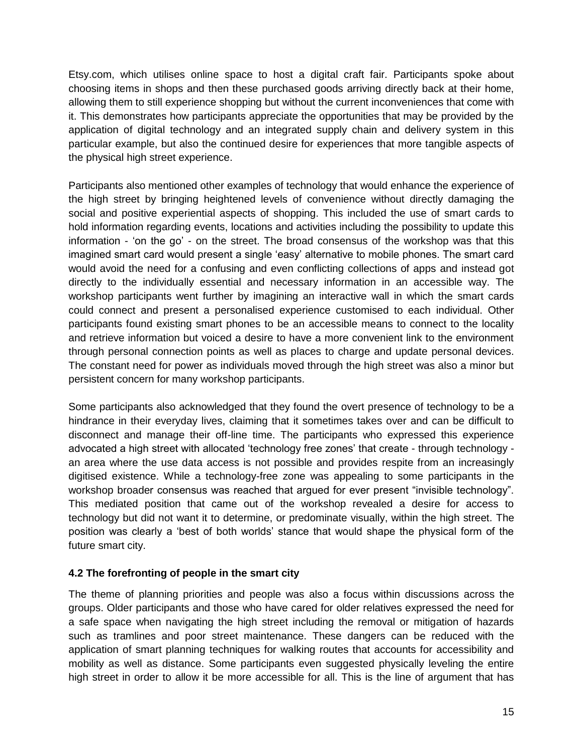Etsy.com, which utilises online space to host a digital craft fair. Participants spoke about choosing items in shops and then these purchased goods arriving directly back at their home, allowing them to still experience shopping but without the current inconveniences that come with it. This demonstrates how participants appreciate the opportunities that may be provided by the application of digital technology and an integrated supply chain and delivery system in this particular example, but also the continued desire for experiences that more tangible aspects of the physical high street experience.

Participants also mentioned other examples of technology that would enhance the experience of the high street by bringing heightened levels of convenience without directly damaging the social and positive experiential aspects of shopping. This included the use of smart cards to hold information regarding events, locations and activities including the possibility to update this information - 'on the go' - on the street. The broad consensus of the workshop was that this imagined smart card would present a single 'easy' alternative to mobile phones. The smart card would avoid the need for a confusing and even conflicting collections of apps and instead got directly to the individually essential and necessary information in an accessible way. The workshop participants went further by imagining an interactive wall in which the smart cards could connect and present a personalised experience customised to each individual. Other participants found existing smart phones to be an accessible means to connect to the locality and retrieve information but voiced a desire to have a more convenient link to the environment through personal connection points as well as places to charge and update personal devices. The constant need for power as individuals moved through the high street was also a minor but persistent concern for many workshop participants.

Some participants also acknowledged that they found the overt presence of technology to be a hindrance in their everyday lives, claiming that it sometimes takes over and can be difficult to disconnect and manage their off-line time. The participants who expressed this experience advocated a high street with allocated 'technology free zones' that create - through technology - an area where the use data access is not possible and provides respite from an increasingly digitised existence. While a technology-free zone was appealing to some participants in the workshop broader consensus was reached that argued for ever present "invisible technology". This mediated position that came out of the workshop revealed a desire for access to technology but did not want it to determine, or predominate visually, within the high street. The position was clearly a 'best of both worlds' stance that would shape the physical form of the future smart city.

### 4.2 The forefronting of people in the smart city

The theme of planning priorities and people was also a focus within discussions across the groups. Older participants and those who have cared for older relatives expressed the need for a safe space when navigating the high street including the removal or mitigation of hazards such as tramlines and poor street maintenance. These dangers can be reduced with the application of smart planning techniques for walking routes that accounts for accessibility and mobility as well as distance. Some participants even suggested physically leveling the entire high street in order to allow it be more accessible for all. This is the line of argument that has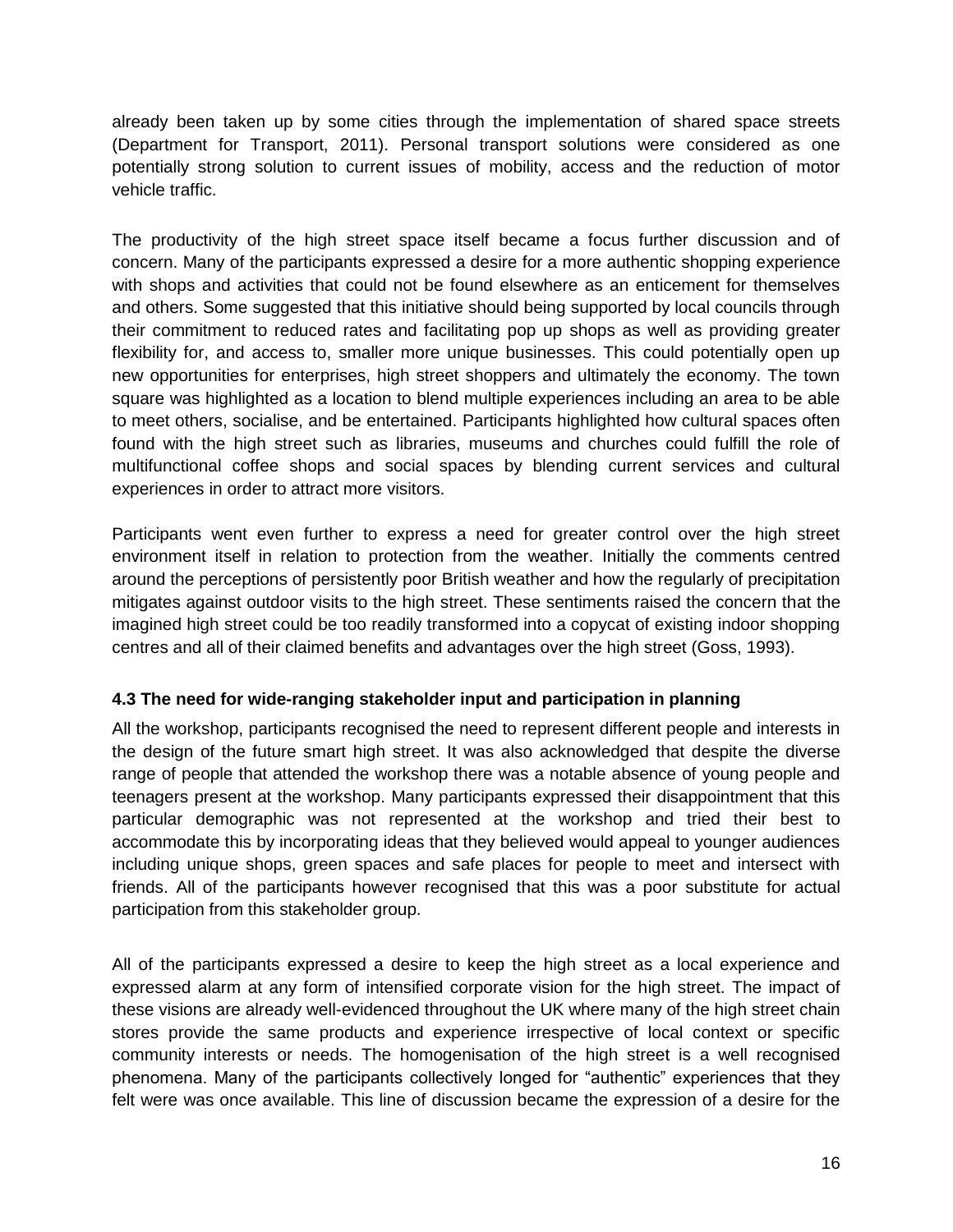already been taken up by some cities through the implementation of shared space streets (Department for Transport, 2011). Personal transport solutions were considered as one potentially strong solution to current issues of mobility, access and the reduction of motor vehicle traffic.

The productivity of the high street space itself became a focus further discussion and of concern. Many of the participants expressed a desire for a more authentic shopping experience with shops and activities that could not be found elsewhere as an enticement for themselves and others. Some suggested that this initiative should being supported by local councils through their commitment to reduced rates and facilitating pop up shops as well as providing greater flexibility for, and access to, smaller more unique businesses. This could potentially open up new opportunities for enterprises, high street shoppers and ultimately the economy. The town square was highlighted as a location to blend multiple experiences including an area to be able to meet others, socialise, and be entertained. Participants highlighted how cultural spaces often found with the high street such as libraries, museums and churches could fulfill the role of multifunctional coffee shops and social spaces by blending current services and cultural experiences in order to attract more visitors.

Participants went even further to express a need for greater control over the high street environment itself in relation to protection from the weather. Initially the comments centred around the perceptions of persistently poor British weather and how the regularly of precipitation mitigates against outdoor visits to the high street. These sentiments raised the concern that the imagined high street could be too readily transformed into a copycat of existing indoor shopping centres and all of their claimed benefits and advantages over the high street (Goss, 1993).

### 4.3 The need for wide-ranging stakeholder input and participation in planning

All the workshop, participants recognised the need to represent different people and interests in the design of the future smart high street. It was also acknowledged that despite the diverse range of people that attended the workshop there was a notable absence of young people and teenagers present at the workshop. Many participants expressed their disappointment that this particular demographic was not represented at the workshop and tried their best to accommodate this by incorporating ideas that they believed would appeal to younger audiences including unique shops, green spaces and safe places for people to meet and intersect with friends. All of the participants however recognised that this was a poor substitute for actual participation from this stakeholder group.

All of the participants expressed a desire to keep the high street as a local experience and expressed alarm at any form of intensified corporate vision for the high street. The impact of these visions are already well-evidenced throughout the UK where many of the high street chain stores provide the same products and experience irrespective of local context or specific community interests or needs. The homogenisation of the high street is a well recognised phenomena. Many of the participants collectively longed for "authentic" experiences that they felt were was once available. This line of discussion became the expression of a desire for the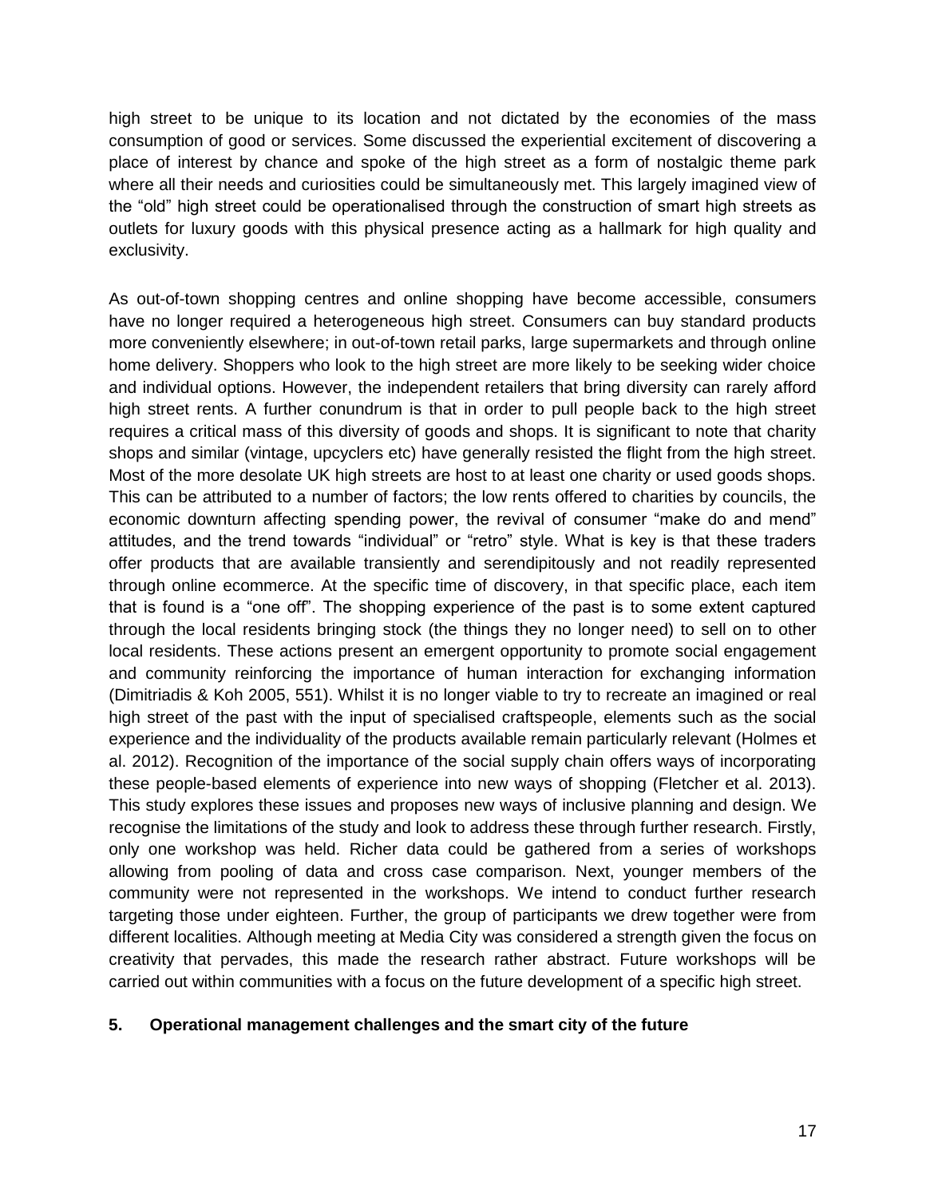high street to be unique to its location and not dictated by the economies of the mass consumption of good or services. Some discussed the experiential excitement of discovering a place of interest by chance and spoke of the high street as a form of nostalgic theme park where all their needs and curiosities could be simultaneously met. This largely imagined view of the “old” high street could be operationalised through the construction of smart high streets as outlets for luxury goods with this physical presence acting as a hallmark for high quality and exclusivity.

As out-of-town shopping centres and online shopping have become accessible, consumers have no longer required a heterogeneous high street. Consumers can buy standard products more conveniently elsewhere; in out-of-town retail parks, large supermarkets and through online home delivery. Shoppers who look to the high street are more likely to be seeking wider choice and individual options. However, the independent retailers that bring diversity can rarely afford high street rents. A further conundrum is that in order to pull people back to the high street requires a critical mass of this diversity of goods and shops. It is significant to note that charity shops and similar (vintage, upcyclers etc) have generally resisted the flight from the high street. Most of the more desolate UK high streets are host to at least one charity or used goods shops. This can be attributed to a number of factors; the low rents offered to charities by councils, the economic downturn affecting spending power, the revival of consumer “make do and mend” attitudes, and the trend towards “individual” or “retro” style. What is key is that these traders offer products that are available transiently and serendipitously and not readily represented through online ecommerce. At the specific time of discovery, in that specific place, each item that is found is a “one off”. The shopping experience of the past is to some extent captured through the local residents bringing stock (the things they no longer need) to sell on to other local residents. These actions present an emergent opportunity to promote social engagement and community reinforcing the importance of human interaction for exchanging information (Dimitriadis & Koh 2005, 551). Whilst it is no longer viable to try to recreate an imagined or real high street of the past with the input of specialised craftspeople, elements such as the social experience and the individuality of the products available remain particularly relevant (Holmes et al. 2012). Recognition of the importance of the social supply chain offers ways of incorporating these people-based elements of experience into new ways of shopping (Fletcher et al. 2013). This study explores these issues and proposes new ways of inclusive planning and design. We recognise the limitations of the study and look to address these through further research. Firstly, only one workshop was held. Richer data could be gathered from a series of workshops allowing from pooling of data and cross case comparison. Next, younger members of the community were not represented in the workshops. We intend to conduct further research targeting those under eighteen. Further, the group of participants we drew together were from different localities. Although meeting at Media City was considered a strength given the focus on creativity that pervades, this made the research rather abstract. Future workshops will be carried out within communities with a focus on the future development of a specific high street.

## 5. Operational management challenges and the smart city of the future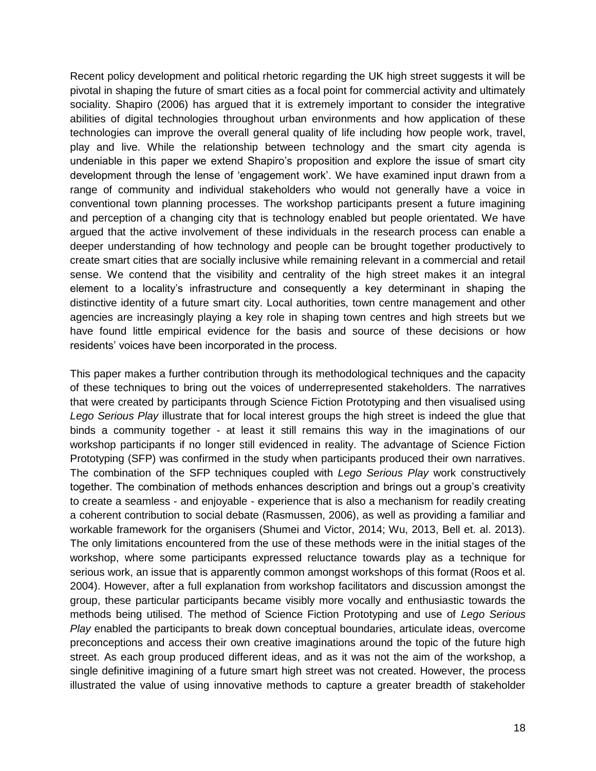Recent policy development and political rhetoric regarding the UK high street suggests it will be pivotal in shaping the future of smart cities as a focal point for commercial activity and ultimately sociality. Shapiro (2006) has argued that it is extremely important to consider the integrative abilities of digital technologies throughout urban environments and how application of these technologies can improve the overall general quality of life including how people work, travel, play and live. While the relationship between technology and the smart city agenda is undeniable in this paper we extend Shapiro's proposition and explore the issue of smart city development through the lense of 'engagement work'. We have examined input drawn from a range of community and individual stakeholders who would not generally have a voice in conventional town planning processes. The workshop participants present a future imagining and perception of a changing city that is technology enabled but people orientated. We have argued that the active involvement of these individuals in the research process can enable a deeper understanding of how technology and people can be brought together productively to create smart cities that are socially inclusive while remaining relevant in a commercial and retail sense. We contend that the visibility and centrality of the high street makes it an integral element to a locality's infrastructure and consequently a key determinant in shaping the distinctive identity of a future smart city. Local authorities, town centre management and other agencies are increasingly playing a key role in shaping town centres and high streets but we have found little empirical evidence for the basis and source of these decisions or how residents' voices have been incorporated in the process.

This paper makes a further contribution through its methodological techniques and the capacity of these techniques to bring out the voices of underrepresented stakeholders. The narratives that were created by participants through Science Fiction Prototyping and then visualised using *Lego Serious Play* illustrate that for local interest groups the high street is indeed the glue that binds a community together - at least it still remains this way in the imaginations of our workshop participants if no longer still evidenced in reality. The advantage of Science Fiction Prototyping (SFP) was confirmed in the study when participants produced their own narratives. The combination of the SFP techniques coupled with *Lego Serious Play* work constructively together. The combination of methods enhances description and brings out a group's creativity to create a seamless - and enjoyable - experience that is also a mechanism for readily creating a coherent contribution to social debate (Rasmussen, 2006), as well as providing a familiar and workable framework for the organisers (Shumei and Victor, 2014; Wu, 2013, Bell et. al. 2013). The only limitations encountered from the use of these methods were in the initial stages of the workshop, where some participants expressed reluctance towards play as a technique for serious work, an issue that is apparently common amongst workshops of this format (Roos et al. 2004). However, after a full explanation from workshop facilitators and discussion amongst the group, these particular participants became visibly more vocally and enthusiastic towards the methods being utilised. The method of Science Fiction Prototyping and use of *Lego Serious Play* enabled the participants to break down conceptual boundaries, articulate ideas, overcome preconceptions and access their own creative imaginations around the topic of the future high street. As each group produced different ideas, and as it was not the aim of the workshop, a single definitive imagining of a future smart high street was not created. However, the process illustrated the value of using innovative methods to capture a greater breadth of stakeholder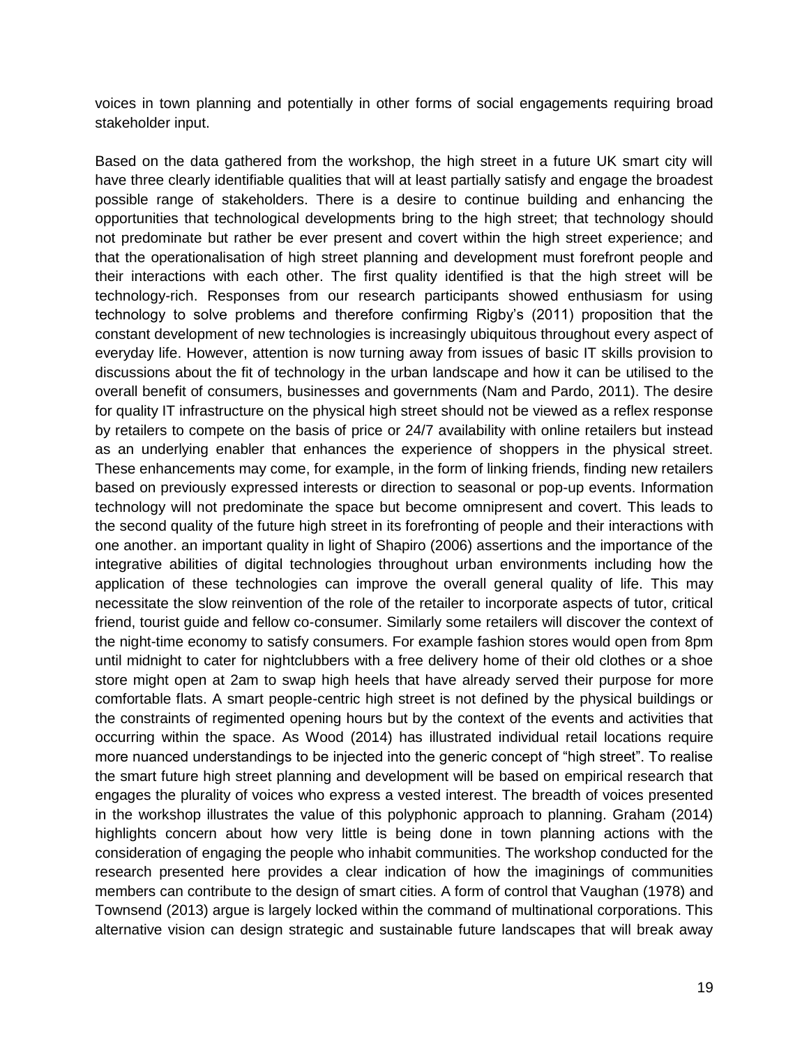voices in town planning and potentially in other forms of social engagements requiring broad stakeholder input.

Based on the data gathered from the workshop, the high street in a future UK smart city will have three clearly identifiable qualities that will at least partially satisfy and engage the broadest possible range of stakeholders. There is a desire to continue building and enhancing the opportunities that technological developments bring to the high street; that technology should not predominate but rather be ever present and covert within the high street experience; and that the operationalisation of high street planning and development must forefront people and their interactions with each other. The first quality identified is that the high street will be technology-rich. Responses from our research participants showed enthusiasm for using technology to solve problems and therefore confirming Rigby's (2011) proposition that the constant development of new technologies is increasingly ubiquitous throughout every aspect of everyday life. However, attention is now turning away from issues of basic IT skills provision to discussions about the fit of technology in the urban landscape and how it can be utilised to the overall benefit of consumers, businesses and governments (Nam and Pardo, 2011). The desire for quality IT infrastructure on the physical high street should not be viewed as a reflex response by retailers to compete on the basis of price or 24/7 availability with online retailers but instead as an underlying enabler that enhances the experience of shoppers in the physical street. These enhancements may come, for example, in the form of linking friends, finding new retailers based on previously expressed interests or direction to seasonal or pop-up events. Information technology will not predominate the space but become omnipresent and covert. This leads to the second quality of the future high street in its forefronting of people and their interactions with one another. an important quality in light of Shapiro (2006) assertions and the importance of the integrative abilities of digital technologies throughout urban environments including how the application of these technologies can improve the overall general quality of life. This may necessitate the slow reinvention of the role of the retailer to incorporate aspects of tutor, critical friend, tourist guide and fellow co-consumer. Similarly some retailers will discover the context of the night-time economy to satisfy consumers. For example fashion stores would open from 8pm until midnight to cater for nightclubbers with a free delivery home of their old clothes or a shoe store might open at 2am to swap high heels that have already served their purpose for more comfortable flats. A smart people-centric high street is not defined by the physical buildings or the constraints of regimented opening hours but by the context of the events and activities that occurring within the space. As Wood (2014) has illustrated individual retail locations require more nuanced understandings to be injected into the generic concept of "high street". To realise the smart future high street planning and development will be based on empirical research that engages the plurality of voices who express a vested interest. The breadth of voices presented in the workshop illustrates the value of this polyphonic approach to planning. Graham (2014) highlights concern about how very little is being done in town planning actions with the consideration of engaging the people who inhabit communities. The workshop conducted for the research presented here provides a clear indication of how the imaginings of communities members can contribute to the design of smart cities. A form of control that Vaughan (1978) and Townsend (2013) argue is largely locked within the command of multinational corporations. This alternative vision can design strategic and sustainable future landscapes that will break away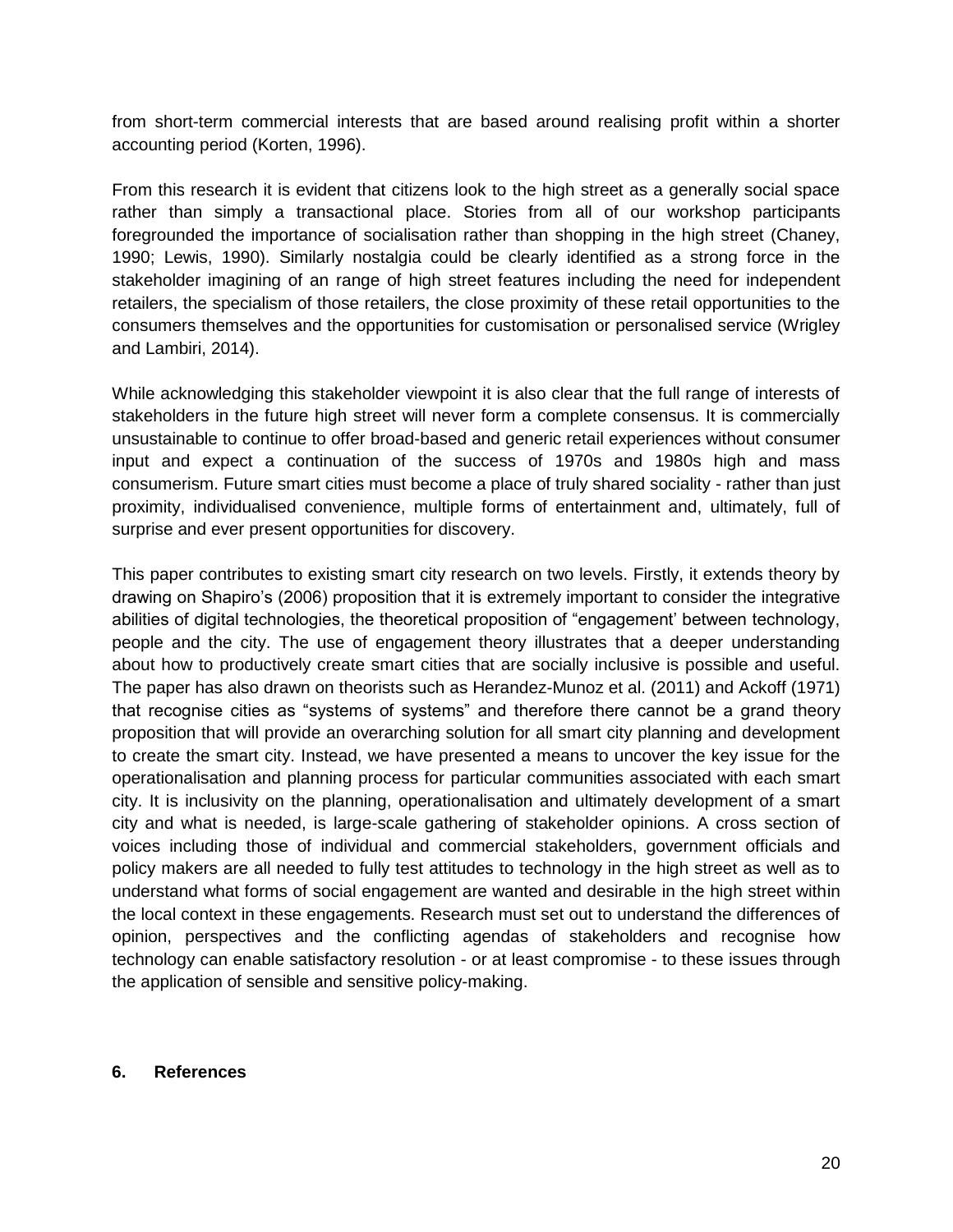from short-term commercial interests that are based around realising profit within a shorter accounting period (Korten, 1996).

From this research it is evident that citizens look to the high street as a generally social space rather than simply a transactional place. Stories from all of our workshop participants foregrounded the importance of socialisation rather than shopping in the high street (Chaney, 1990; Lewis, 1990). Similarly nostalgia could be clearly identified as a strong force in the stakeholder imagining of an range of high street features including the need for independent retailers, the specialism of those retailers, the close proximity of these retail opportunities to the consumers themselves and the opportunities for customisation or personalised service (Wrigley and Lambiri, 2014).

While acknowledging this stakeholder viewpoint it is also clear that the full range of interests of stakeholders in the future high street will never form a complete consensus. It is commercially unsustainable to continue to offer broad-based and generic retail experiences without consumer input and expect a continuation of the success of 1970s and 1980s high and mass consumerism. Future smart cities must become a place of truly shared sociality - rather than just proximity, individualised convenience, multiple forms of entertainment and, ultimately, full of surprise and ever present opportunities for discovery.

This paper contributes to existing smart city research on two levels. Firstly, it extends theory by drawing on Shapiro's (2006) proposition that it is extremely important to consider the integrative abilities of digital technologies, the theoretical proposition of "engagement' between technology, people and the city. The use of engagement theory illustrates that a deeper understanding about how to productively create smart cities that are socially inclusive is possible and useful. The paper has also drawn on theorists such as Herandez-Munoz et al. (2011) and Ackoff (1971) that recognise cities as "systems of systems" and therefore there cannot be a grand theory proposition that will provide an overarching solution for all smart city planning and development to create the smart city. Instead, we have presented a means to uncover the key issue for the operationalisation and planning process for particular communities associated with each smart city. It is inclusivity on the planning, operationalisation and ultimately development of a smart city and what is needed, is large-scale gathering of stakeholder opinions. A cross section of voices including those of individual and commercial stakeholders, government officials and policy makers are all needed to fully test attitudes to technology in the high street as well as to understand what forms of social engagement are wanted and desirable in the high street within the local context in these engagements. Research must set out to understand the differences of opinion, perspectives and the conflicting agendas of stakeholders and recognise how technology can enable satisfactory resolution - or at least compromise - to these issues through the application of sensible and sensitive policy-making.

## 6. References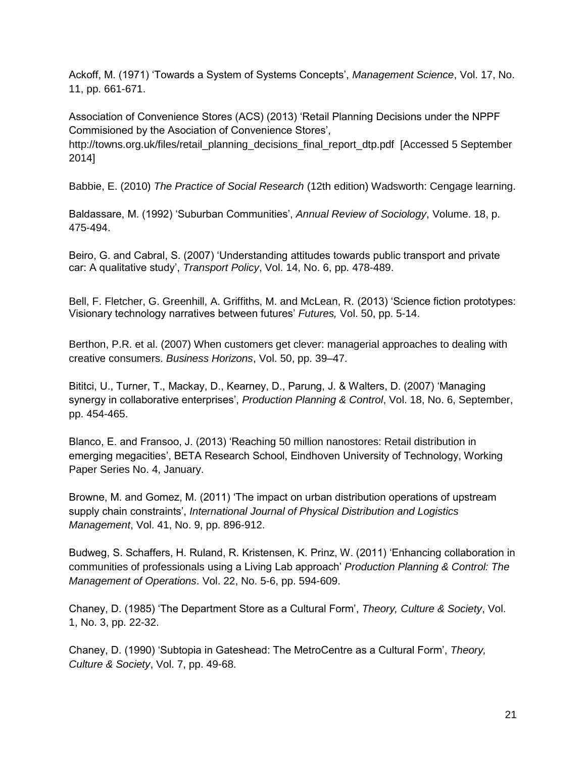Ackoff, M. (1971) 'Towards a System of Systems Concepts', *Management Science*, Vol. 17, No. 11, pp. 661-671.

Association of Convenience Stores (ACS) (2013) 'Retail Planning Decisions under the NPPF Commisioned by the Asociation of Convenience Stores', http://towns.org.uk/files/retail_planning_decisions_final_report_dtp.pdf [Accessed 5 September 2014]

Babbie, E. (2010) *The Practice of Social Research* (12th edition) Wadsworth: Cengage learning.

Baldassare, M. (1992) 'Suburban Communities', *Annual Review of Sociology*, Volume. 18, p. 475-494.

Beiro, G. and Cabral, S. (2007) 'Understanding attitudes towards public transport and private car: A qualitative study', *Transport Policy*, Vol. 14, No. 6, pp. 478-489.

Bell, F. Fletcher, G. Greenhill, A. Griffiths, M. and McLean, R. (2013) 'Science fiction prototypes: Visionary technology narratives between futures' *Futures,* Vol. 50, pp. 5-14.

Berthon, P.R. et al. (2007) When customers get clever: managerial approaches to dealing with creative consumers. *Business Horizons*, Vol. 50, pp. 39–47.

Bititci, U., Turner, T., Mackay, D., Kearney, D., Parung, J. & Walters, D. (2007) 'Managing synergy in collaborative enterprises', *Production Planning & Control*, Vol. 18, No. 6, September, pp. 454-465.

Blanco, E. and Fransoo, J. (2013) 'Reaching 50 million nanostores: Retail distribution in emerging megacities', BETA Research School, Eindhoven University of Technology, Working Paper Series No. 4, January.

Browne, M. and Gomez, M. (2011) 'The impact on urban distribution operations of upstream supply chain constraints', *International Journal of Physical Distribution and Logistics Management*, Vol. 41, No. 9, pp. 896-912.

Budweg, S. Schaffers, H. Ruland, R. Kristensen, K. Prinz, W. (2011) 'Enhancing collaboration in communities of professionals using a Living Lab approach' *Production Planning & Control: The Management of Operations*. Vol. 22, No. 5-6, pp. 594-609.

Chaney, D. (1985) 'The Department Store as a Cultural Form', *Theory, Culture & Society*, Vol. 1, No. 3, pp. 22-32.

Chaney, D. (1990) 'Subtopia in Gateshead: The MetroCentre as a Cultural Form', *Theory, Culture & Society*, Vol. 7, pp. 49-68.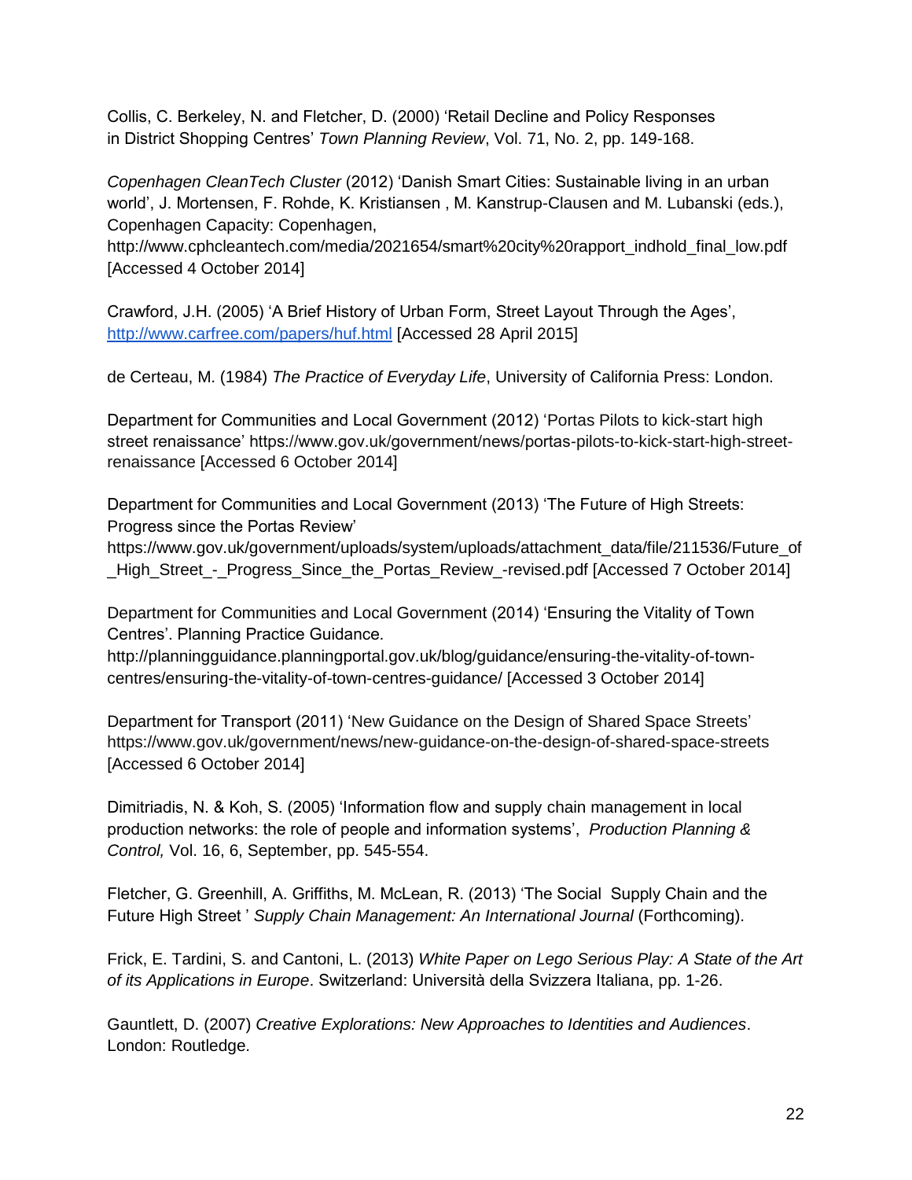Collis, C. Berkeley, N. and Fletcher, D. (2000) 'Retail Decline and Policy Responses in District Shopping Centres' *Town Planning Review*, Vol. 71, No. 2, pp. 149-168.

*Copenhagen CleanTech Cluster* (2012) 'Danish Smart Cities: Sustainable living in an urban world', J. Mortensen, F. Rohde, K. Kristiansen , M. Kanstrup-Clausen and M. Lubanski (eds.), Copenhagen Capacity: Copenhagen, http://www.cphcleantech.com/media/2021654/smart%20city%20rapport_indhold_final_low.pdf [Accessed 4 October 2014]

Crawford, J.H. (2005) 'A Brief History of Urban Form, Street Layout Through the Ages', http://www.carfree.com/papers/huf.html [Accessed 28 April 2015]

de Certeau, M. (1984) *The Practice of Everyday Life*, University of California Press: London.

Department for Communities and Local Government (2012) 'Portas Pilots to kick-start high street renaissance' https://www.gov.uk/government/news/portas-pilots-to-kick-start-high-street-renaissance [Accessed 6 October 2014]

Department for Communities and Local Government (2013) 'The Future of High Streets: Progress since the Portas Review' https://www.gov.uk/government/uploads/system/uploads/attachment_data/file/211536/Future_of_High_Street_-_Progress_Since_the_Portas_Review_-revised.pdf [Accessed 7 October 2014]

Department for Communities and Local Government (2014) 'Ensuring the Vitality of Town Centres'. Planning Practice Guidance. http://planningguidance.planningportal.gov.uk/blog/guidance/ensuring-the-vitality-of-town-centres/ensuring-the-vitality-of-town-centres-guidance/ [Accessed 3 October 2014]

Department for Transport (2011) 'New Guidance on the Design of Shared Space Streets' https://www.gov.uk/government/news/new-guidance-on-the-design-of-shared-space-streets [Accessed 6 October 2014]

Dimitriadis, N. & Koh, S. (2005) 'Information flow and supply chain management in local production networks: the role of people and information systems', *Production Planning & Control,* Vol. 16, 6, September, pp. 545-554.

Fletcher, G. Greenhill, A. Griffiths, M. McLean, R. (2013) 'The Social Supply Chain and the Future High Street ' *Supply Chain Management: An International Journal* (Forthcoming).

Frick, E. Tardini, S. and Cantoni, L. (2013) *White Paper on Lego Serious Play: A State of the Art of its Applications in Europe*. Switzerland: Università della Svizzera Italiana, pp. 1-26.

Gauntlett, D. (2007) *Creative Explorations: New Approaches to Identities and Audiences*. London: Routledge.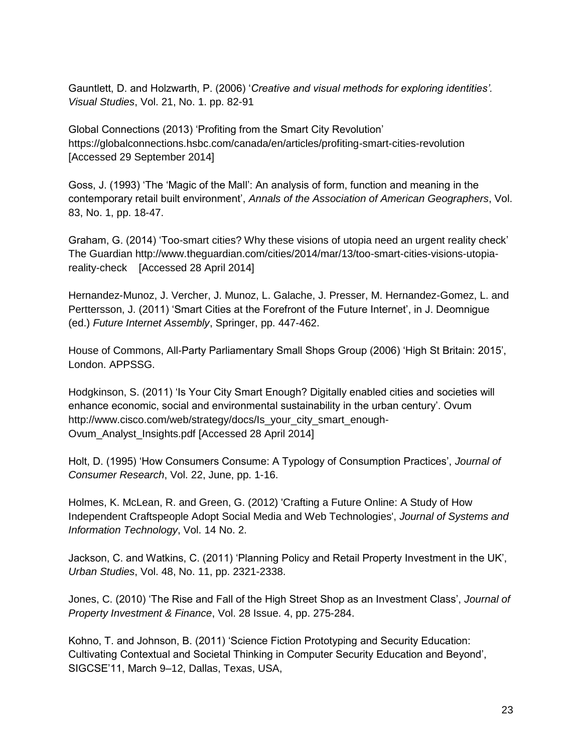Gauntlett, D. and Holzwarth, P. (2006) '*Creative and visual methods for exploring identities'. Visual Studies*, Vol. 21, No. 1. pp. 82-91

Global Connections (2013) 'Profiting from the Smart City Revolution' https://globalconnections.hsbc.com/canada/en/articles/profiting-smart-cities-revolution [Accessed 29 September 2014]

Goss, J. (1993) 'The 'Magic of the Mall': An analysis of form, function and meaning in the contemporary retail built environment', *Annals of the Association of American Geographers*, Vol. 83, No. 1, pp. 18-47.

Graham, G. (2014) 'Too-smart cities? Why these visions of utopia need an urgent reality check' The Guardian http://www.theguardian.com/cities/2014/mar/13/too-smart-cities-visions-utopia-reality-check [Accessed 28 April 2014]

Hernandez-Munoz, J. Vercher, J. Munoz, L. Galache, J. Presser, M. Hernandez-Gomez, L. and Perttersson, J. (2011) 'Smart Cities at the Forefront of the Future Internet', in J. Deomnigue (ed.) *Future Internet Assembly*, Springer, pp. 447-462.

House of Commons, All-Party Parliamentary Small Shops Group (2006) 'High St Britain: 2015', London. APPSSG.

Hodgkinson, S. (2011) 'Is Your City Smart Enough? Digitally enabled cities and societies will enhance economic, social and environmental sustainability in the urban century'. Ovum http://www.cisco.com/web/strategy/docs/Is_your_city_smart_enough-Ovum_Analyst_Insights.pdf [Accessed 28 April 2014]

Holt, D. (1995) 'How Consumers Consume: A Typology of Consumption Practices', *Journal of Consumer Research*, Vol. 22, June, pp. 1-16.

Holmes, K. McLean, R. and Green, G. (2012) 'Crafting a Future Online: A Study of How Independent Craftspeople Adopt Social Media and Web Technologies', *Journal of Systems and Information Technology*, Vol. 14 No. 2.

Jackson, C. and Watkins, C. (2011) 'Planning Policy and Retail Property Investment in the UK', *Urban Studies*, Vol. 48, No. 11, pp. 2321-2338.

Jones, C. (2010) 'The Rise and Fall of the High Street Shop as an Investment Class', *Journal of Property Investment & Finance*, Vol. 28 Issue. 4, pp. 275-284.

Kohno, T. and Johnson, B. (2011) 'Science Fiction Prototyping and Security Education: Cultivating Contextual and Societal Thinking in Computer Security Education and Beyond', SIGCSE'11, March 9–12, Dallas, Texas, USA,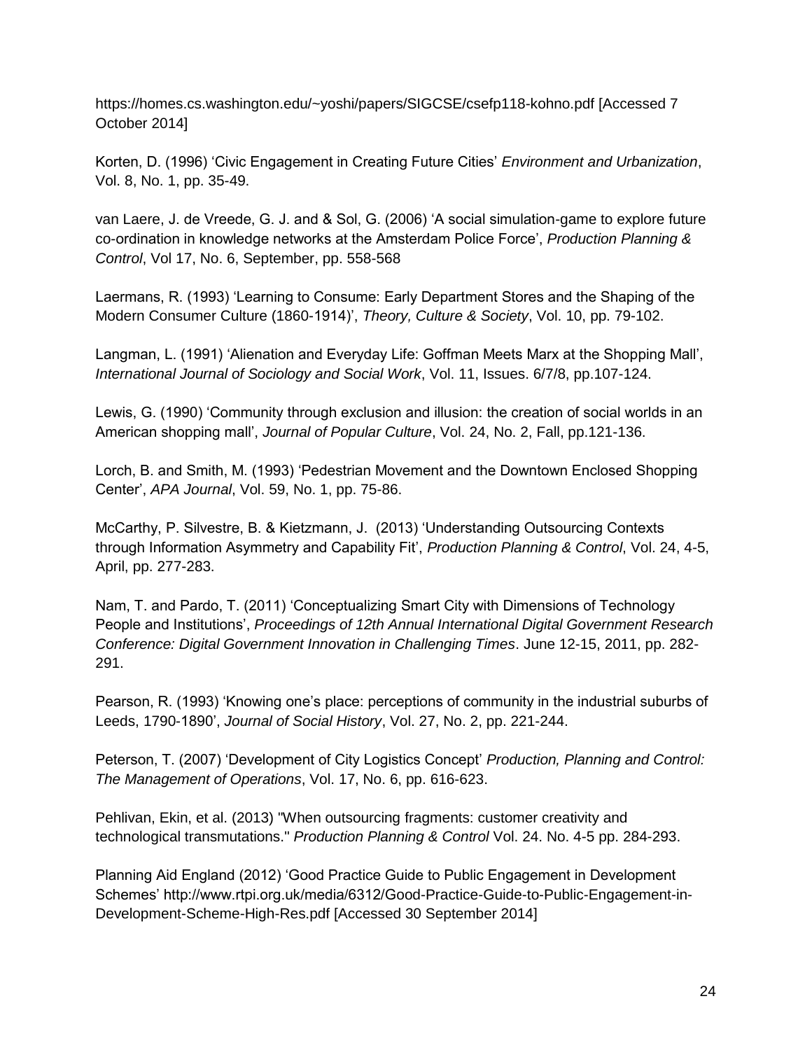https://homes.cs.washington.edu/~yoshi/papers/SIGCSE/csefp118-kohno.pdf [Accessed 7 October 2014]

Korten, D. (1996) 'Civic Engagement in Creating Future Cities' *Environment and Urbanization*, Vol. 8, No. 1, pp. 35-49.

van Laere, J. de Vreede, G. J. and & Sol, G. (2006) 'A social simulation-game to explore future co-ordination in knowledge networks at the Amsterdam Police Force', *Production Planning & Control*, Vol 17, No. 6, September, pp. 558-568

Laermans, R. (1993) 'Learning to Consume: Early Department Stores and the Shaping of the Modern Consumer Culture (1860-1914)', *Theory, Culture & Society*, Vol. 10, pp. 79-102.

Langman, L. (1991) 'Alienation and Everyday Life: Goffman Meets Marx at the Shopping Mall', *International Journal of Sociology and Social Work*, Vol. 11, Issues. 6/7/8, pp.107-124.

Lewis, G. (1990) 'Community through exclusion and illusion: the creation of social worlds in an American shopping mall', *Journal of Popular Culture*, Vol. 24, No. 2, Fall, pp.121-136.

Lorch, B. and Smith, M. (1993) 'Pedestrian Movement and the Downtown Enclosed Shopping Center', *APA Journal*, Vol. 59, No. 1, pp. 75-86.

McCarthy, P. Silvestre, B. & Kietzmann, J. (2013) 'Understanding Outsourcing Contexts through Information Asymmetry and Capability Fit', *Production Planning & Control*, Vol. 24, 4-5, April, pp. 277-283.

Nam, T. and Pardo, T. (2011) 'Conceptualizing Smart City with Dimensions of Technology People and Institutions', *Proceedings of 12th Annual International Digital Government Research Conference: Digital Government Innovation in Challenging Times*. June 12-15, 2011, pp. 282-291.

Pearson, R. (1993) 'Knowing one's place: perceptions of community in the industrial suburbs of Leeds, 1790-1890', *Journal of Social History*, Vol. 27, No. 2, pp. 221-244.

Peterson, T. (2007) 'Development of City Logistics Concept' *Production, Planning and Control: The Management of Operations*, Vol. 17, No. 6, pp. 616-623.

Pehlivan, Ekin, et al. (2013) "When outsourcing fragments: customer creativity and technological transmutations." *Production Planning & Control* Vol. 24. No. 4-5 pp. 284-293.

Planning Aid England (2012) 'Good Practice Guide to Public Engagement in Development Schemes' http://www.rtpi.org.uk/media/6312/Good-Practice-Guide-to-Public-Engagement-in-Development-Scheme-High-Res.pdf [Accessed 30 September 2014]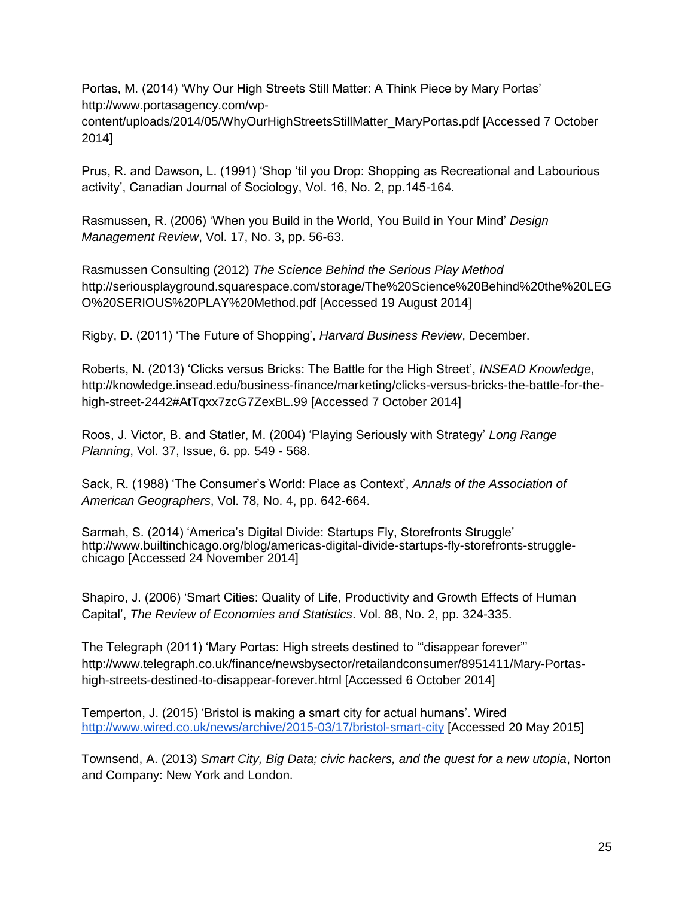Portas, M. (2014) 'Why Our High Streets Still Matter: A Think Piece by Mary Portas' http://www.portasagency.com/wp-content/uploads/2014/05/WhyOurHighStreetsStillMatter_MaryPortas.pdf [Accessed 7 October 2014]

Prus, R. and Dawson, L. (1991) 'Shop 'til you Drop: Shopping as Recreational and Labourious activity', Canadian Journal of Sociology, Vol. 16, No. 2, pp.145-164.

Rasmussen, R. (2006) 'When you Build in the World, You Build in Your Mind' *Design Management Review*, Vol. 17, No. 3, pp. 56-63.

Rasmussen Consulting (2012) *The Science Behind the Serious Play Method* http://seriousplayground.squarespace.com/storage/The%20Science%20Behind%20the%20LEGO%20SERIOUS%20PLAY%20Method.pdf [Accessed 19 August 2014]

Rigby, D. (2011) 'The Future of Shopping', *Harvard Business Review*, December.

Roberts, N. (2013) 'Clicks versus Bricks: The Battle for the High Street', *INSEAD Knowledge*, http://knowledge.insead.edu/business-finance/marketing/clicks-versus-bricks-the-battle-for-the-high-street-2442#AtTqxx7zcG7ZexBL.99 [Accessed 7 October 2014]

Roos, J. Victor, B. and Statler, M. (2004) 'Playing Seriously with Strategy' *Long Range Planning*, Vol. 37, Issue, 6. pp. 549 - 568.

Sack, R. (1988) 'The Consumer's World: Place as Context', *Annals of the Association of American Geographers*, Vol. 78, No. 4, pp. 642-664.

Sarmah, S. (2014) 'America's Digital Divide: Startups Fly, Storefronts Struggle' http://www.builtinchicago.org/blog/americas-digital-divide-startups-fly-storefronts-struggle-chicago [Accessed 24 November 2014]

Shapiro, J. (2006) 'Smart Cities: Quality of Life, Productivity and Growth Effects of Human Capital', *The Review of Economies and Statistics*. Vol. 88, No. 2, pp. 324-335.

The Telegraph (2011) 'Mary Portas: High streets destined to '"disappear forever"' http://www.telegraph.co.uk/finance/newsbysector/retailandconsumer/8951411/Mary-Portas-high-streets-destined-to-disappear-forever.html [Accessed 6 October 2014]

Temperton, J. (2015) 'Bristol is making a smart city for actual humans'. Wired http://www.wired.co.uk/news/archive/2015-03/17/bristol-smart-city [Accessed 20 May 2015]

Townsend, A. (2013) *Smart City, Big Data; civic hackers, and the quest for a new utopia*, Norton and Company: New York and London.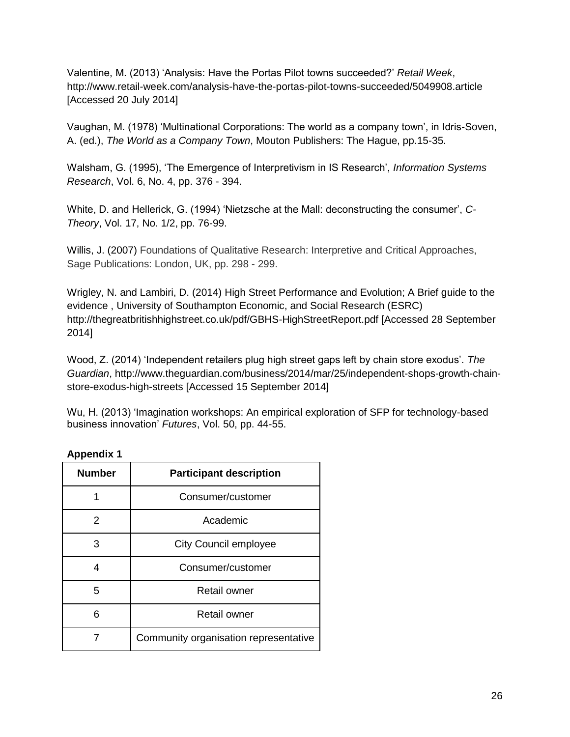Valentine, M. (2013) 'Analysis: Have the Portas Pilot towns succeeded?' *Retail Week*, http://www.retail-week.com/analysis-have-the-portas-pilot-towns-succeeded/5049908.article [Accessed 20 July 2014]

Vaughan, M. (1978) 'Multinational Corporations: The world as a company town', in Idris-Soven, A. (ed.), *The World as a Company Town*, Mouton Publishers: The Hague, pp.15-35.

Walsham, G. (1995), 'The Emergence of Interpretivism in IS Research', *Information Systems Research*, Vol. 6, No. 4, pp. 376 - 394.

White, D. and Hellerick, G. (1994) 'Nietzsche at the Mall: deconstructing the consumer', *C-Theory*, Vol. 17, No. 1/2, pp. 76-99.

Willis, J. (2007) Foundations of Qualitative Research: Interpretive and Critical Approaches, Sage Publications: London, UK, pp. 298 - 299.

Wrigley, N. and Lambiri, D. (2014) High Street Performance and Evolution; A Brief guide to the evidence , University of Southampton Economic, and Social Research (ESRC) http://thegreatbritishhighstreet.co.uk/pdf/GBHS-HighStreetReport.pdf [Accessed 28 September 2014]

Wood, Z. (2014) 'Independent retailers plug high street gaps left by chain store exodus'. *The Guardian*, http://www.theguardian.com/business/2014/mar/25/independent-shops-growth-chain-store-exodus-high-streets [Accessed 15 September 2014]

Wu, H. (2013) 'Imagination workshops: An empirical exploration of SFP for technology-based business innovation' *Futures*, Vol. 50, pp. 44-55.

**Appendix 1**

| Number | Participant description |
|---|---|
| 1 | Consumer/customer |
| 2 | Academic |
| 3 | City Council employee |
| 4 | Consumer/customer |
| 5 | Retail owner |
| 6 | Retail owner |
| 7 | Community organisation representative |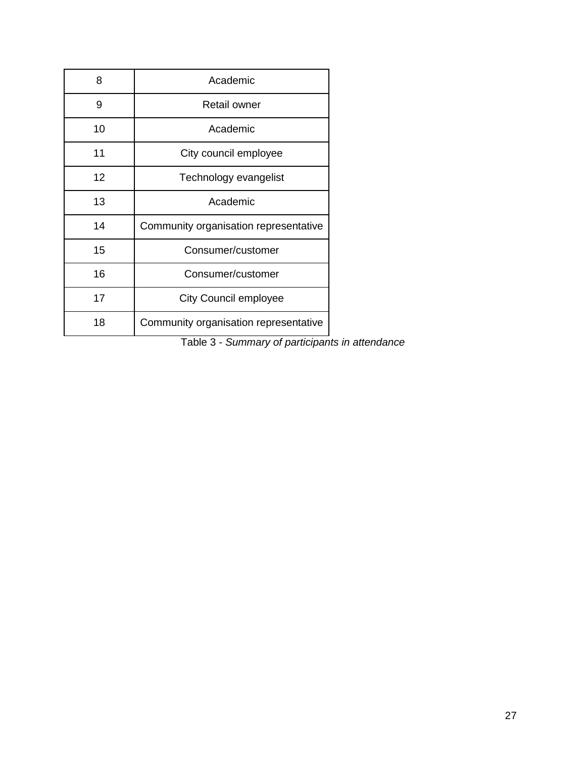| | |
|---|---|
| 8 | Academic |
| 9 | Retail owner |
| 10 | Academic |
| 11 | City council employee |
| 12 | Technology evangelist |
| 13 | Academic |
| 14 | Community organisation representative |
| 15 | Consumer/customer |
| 16 | Consumer/customer |
| 17 | City Council employee |
| 18 | Community organisation representative |

Table 3 - *Summary of participants in attendance*